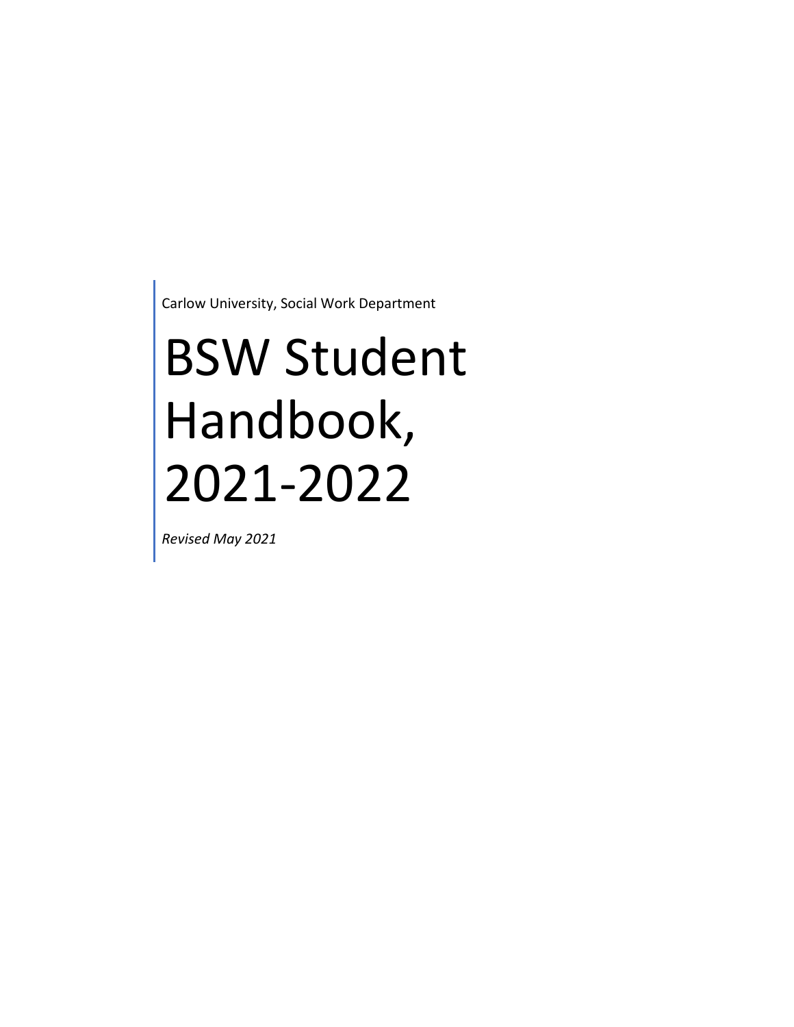Carlow University, Social Work Department

# BSW Student Handbook, 2021-2022

*Revised May 2021*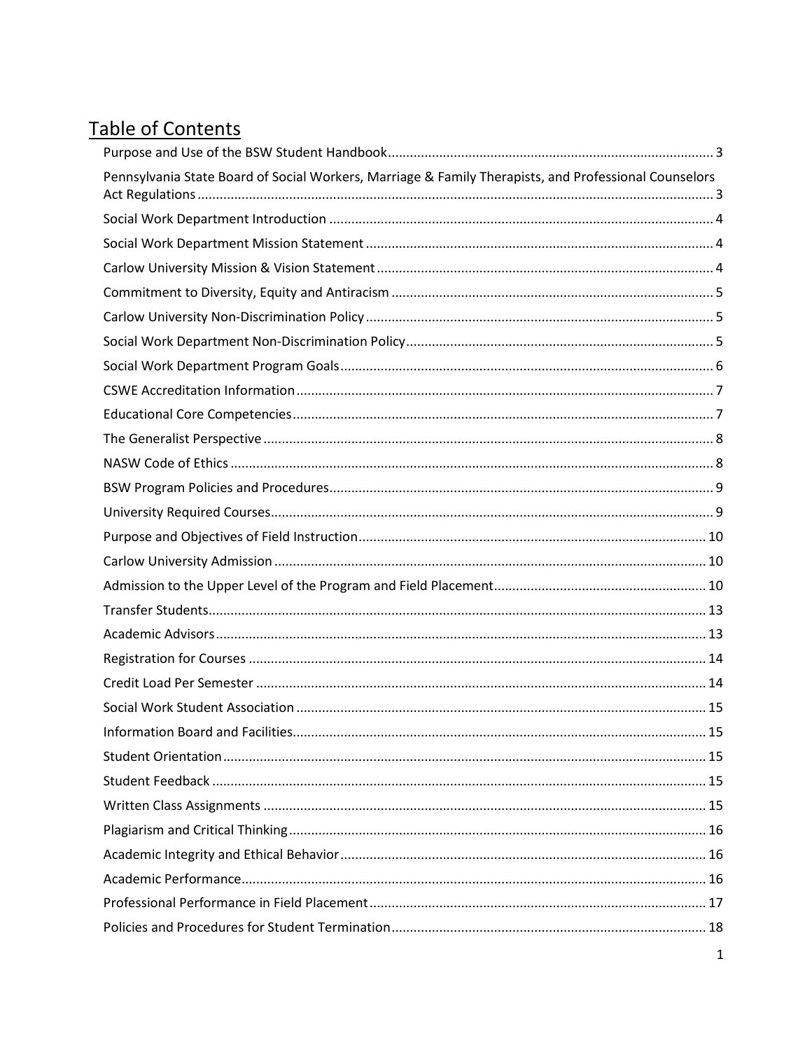# Table of Contents

Purpose and Use of the BSW Student Handbook ........ 3
Pennsylvania State Board of Social Workers, Marriage & Family Therapists, and Professional Counselors Act Regulations ........ 3
Social Work Department Introduction ........ 4
Social Work Department Mission Statement ........ 4
Carlow University Mission & Vision Statement ........ 4
Commitment to Diversity, Equity and Antiracism ........ 5
Carlow University Non-Discrimination Policy ........ 5
Social Work Department Non-Discrimination Policy ........ 5
Social Work Department Program Goals ........ 6
CSWE Accreditation Information ........ 7
Educational Core Competencies ........ 7
The Generalist Perspective ........ 8
NASW Code of Ethics ........ 8
BSW Program Policies and Procedures ........ 9
University Required Courses ........ 9
Purpose and Objectives of Field Instruction ........ 10
Carlow University Admission ........ 10
Admission to the Upper Level of the Program and Field Placement ........ 10
Transfer Students ........ 13
Academic Advisors ........ 13
Registration for Courses ........ 14
Credit Load Per Semester ........ 14
Social Work Student Association ........ 15
Information Board and Facilities ........ 15
Student Orientation ........ 15
Student Feedback ........ 15
Written Class Assignments ........ 15
Plagiarism and Critical Thinking ........ 16
Academic Integrity and Ethical Behavior ........ 16
Academic Performance ........ 16
Professional Performance in Field Placement ........ 17
Policies and Procedures for Student Termination ........ 18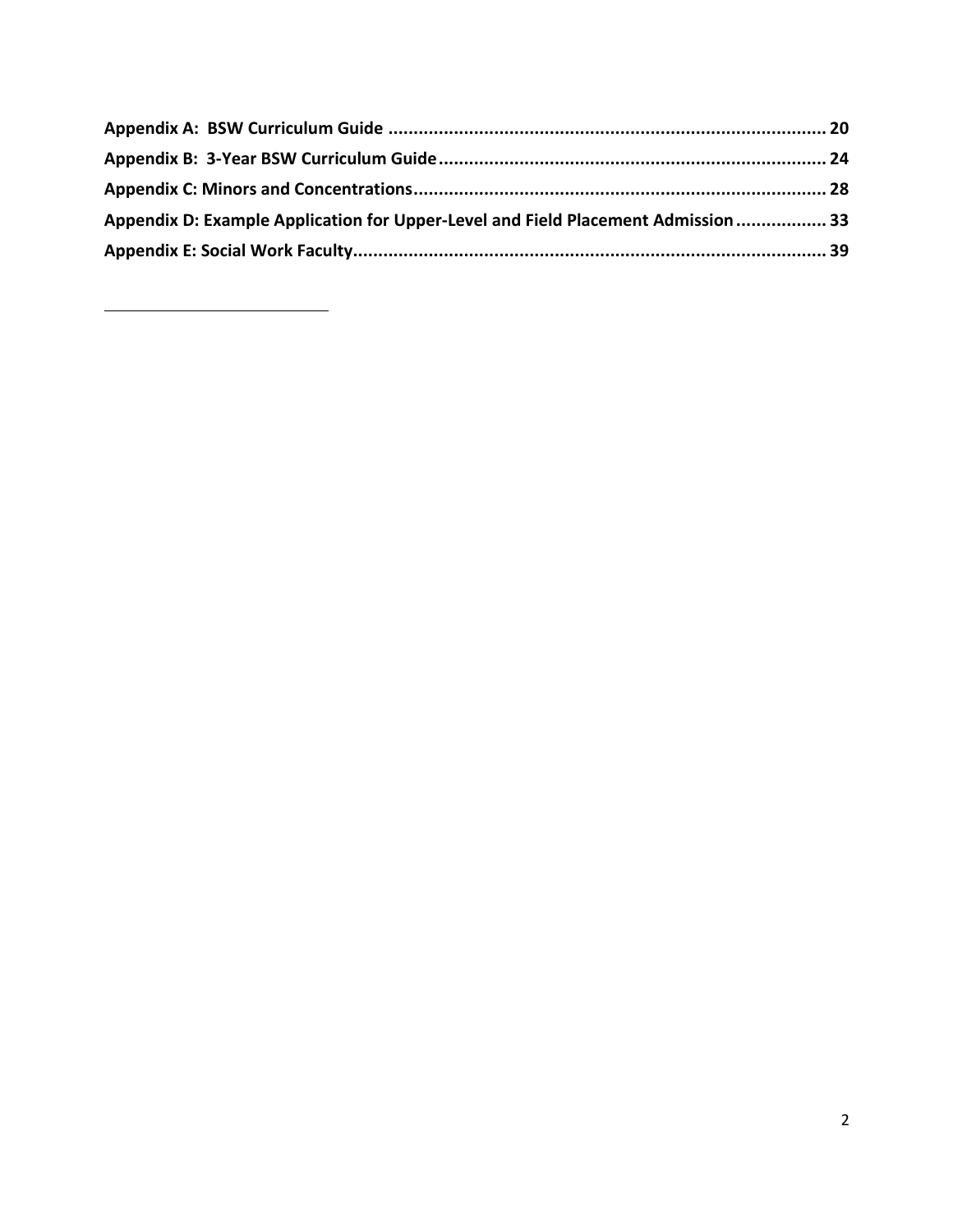**Appendix A: BSW Curriculum Guide** ...................................................................................... 20

**Appendix B: 3-Year BSW Curriculum Guide** ............................................................................ 24

**Appendix C: Minors and Concentrations** ................................................................................. 28

**Appendix D: Example Application for Upper-Level and Field Placement Admission** .................. 33

**Appendix E: Social Work Faculty** ............................................................................................. 39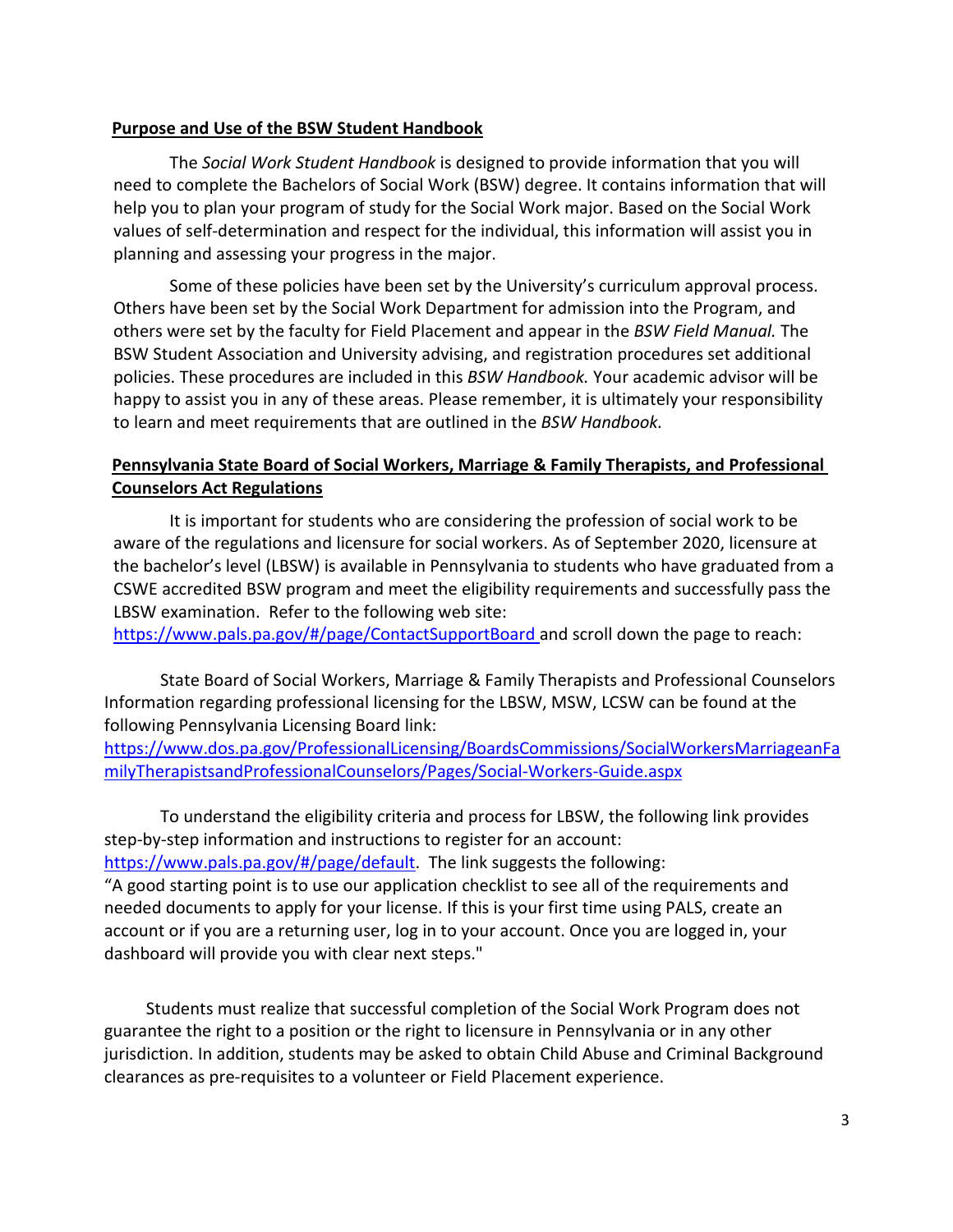## Purpose and Use of the BSW Student Handbook

The *Social Work Student Handbook* is designed to provide information that you will need to complete the Bachelors of Social Work (BSW) degree. It contains information that will help you to plan your program of study for the Social Work major. Based on the Social Work values of self-determination and respect for the individual, this information will assist you in planning and assessing your progress in the major.

Some of these policies have been set by the University's curriculum approval process. Others have been set by the Social Work Department for admission into the Program, and others were set by the faculty for Field Placement and appear in the *BSW Field Manual.* The BSW Student Association and University advising, and registration procedures set additional policies. These procedures are included in this *BSW Handbook.* Your academic advisor will be happy to assist you in any of these areas. Please remember, it is ultimately your responsibility to learn and meet requirements that are outlined in the *BSW Handbook.*

## Pennsylvania State Board of Social Workers, Marriage & Family Therapists, and Professional Counselors Act Regulations

It is important for students who are considering the profession of social work to be aware of the regulations and licensure for social workers. As of September 2020, licensure at the bachelor's level (LBSW) is available in Pennsylvania to students who have graduated from a CSWE accredited BSW program and meet the eligibility requirements and successfully pass the LBSW examination. Refer to the following web site: https://www.pals.pa.gov/#/page/ContactSupportBoard and scroll down the page to reach:

State Board of Social Workers, Marriage & Family Therapists and Professional Counselors Information regarding professional licensing for the LBSW, MSW, LCSW can be found at the following Pennsylvania Licensing Board link: https://www.dos.pa.gov/ProfessionalLicensing/BoardsCommissions/SocialWorkersMarriageanFamilyTherapistsandProfessionalCounselors/Pages/Social-Workers-Guide.aspx

To understand the eligibility criteria and process for LBSW, the following link provides step-by-step information and instructions to register for an account: https://www.pals.pa.gov/#/page/default. The link suggests the following: "A good starting point is to use our application checklist to see all of the requirements and needed documents to apply for your license. If this is your first time using PALS, create an account or if you are a returning user, log in to your account. Once you are logged in, your dashboard will provide you with clear next steps."

Students must realize that successful completion of the Social Work Program does not guarantee the right to a position or the right to licensure in Pennsylvania or in any other jurisdiction. In addition, students may be asked to obtain Child Abuse and Criminal Background clearances as pre-requisites to a volunteer or Field Placement experience.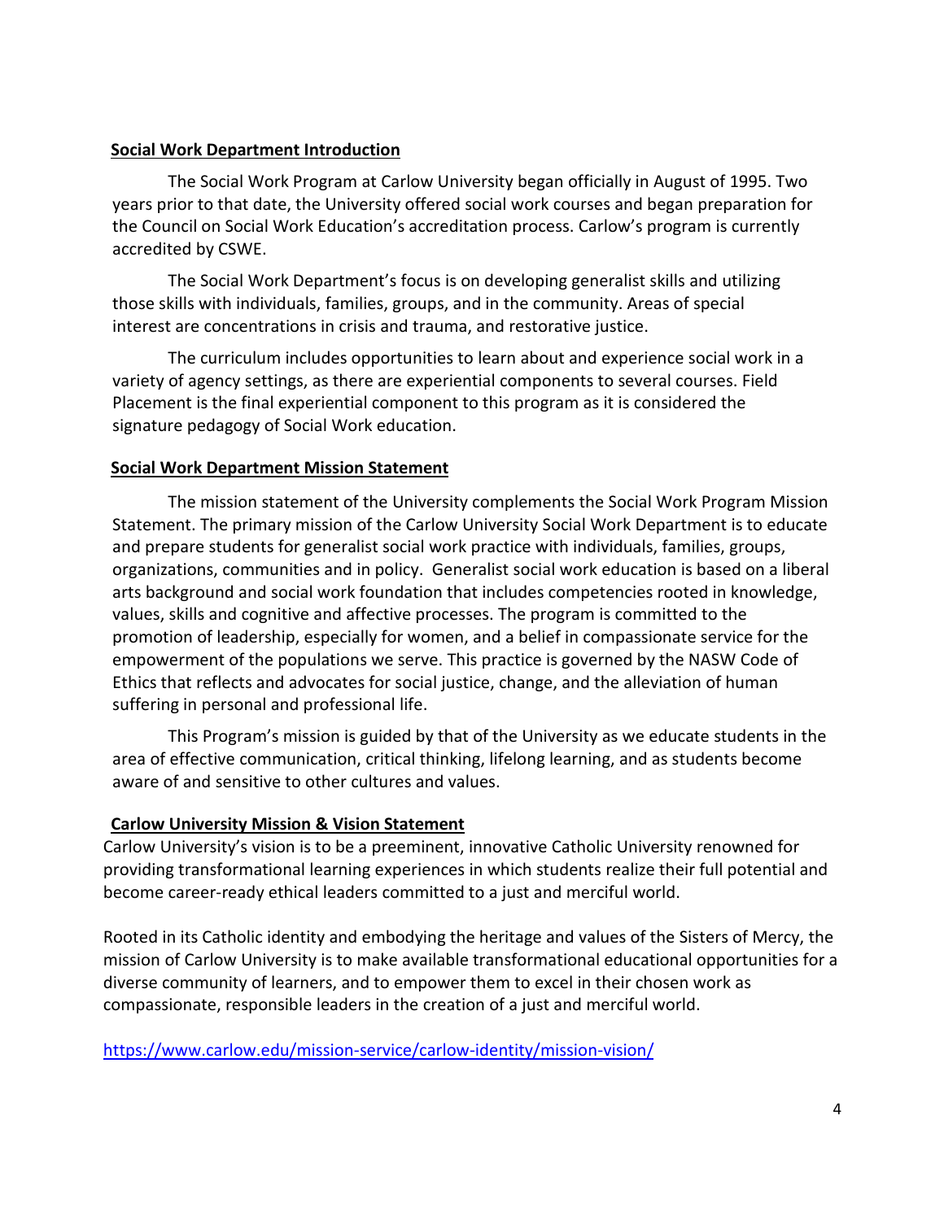## Social Work Department Introduction

The Social Work Program at Carlow University began officially in August of 1995. Two years prior to that date, the University offered social work courses and began preparation for the Council on Social Work Education's accreditation process. Carlow's program is currently accredited by CSWE.

The Social Work Department's focus is on developing generalist skills and utilizing those skills with individuals, families, groups, and in the community. Areas of special interest are concentrations in crisis and trauma, and restorative justice.

The curriculum includes opportunities to learn about and experience social work in a variety of agency settings, as there are experiential components to several courses. Field Placement is the final experiential component to this program as it is considered the signature pedagogy of Social Work education.

## Social Work Department Mission Statement

The mission statement of the University complements the Social Work Program Mission Statement. The primary mission of the Carlow University Social Work Department is to educate and prepare students for generalist social work practice with individuals, families, groups, organizations, communities and in policy. Generalist social work education is based on a liberal arts background and social work foundation that includes competencies rooted in knowledge, values, skills and cognitive and affective processes. The program is committed to the promotion of leadership, especially for women, and a belief in compassionate service for the empowerment of the populations we serve. This practice is governed by the NASW Code of Ethics that reflects and advocates for social justice, change, and the alleviation of human suffering in personal and professional life.

This Program's mission is guided by that of the University as we educate students in the area of effective communication, critical thinking, lifelong learning, and as students become aware of and sensitive to other cultures and values.

## Carlow University Mission & Vision Statement

Carlow University's vision is to be a preeminent, innovative Catholic University renowned for providing transformational learning experiences in which students realize their full potential and become career-ready ethical leaders committed to a just and merciful world.

Rooted in its Catholic identity and embodying the heritage and values of the Sisters of Mercy, the mission of Carlow University is to make available transformational educational opportunities for a diverse community of learners, and to empower them to excel in their chosen work as compassionate, responsible leaders in the creation of a just and merciful world.

https://www.carlow.edu/mission-service/carlow-identity/mission-vision/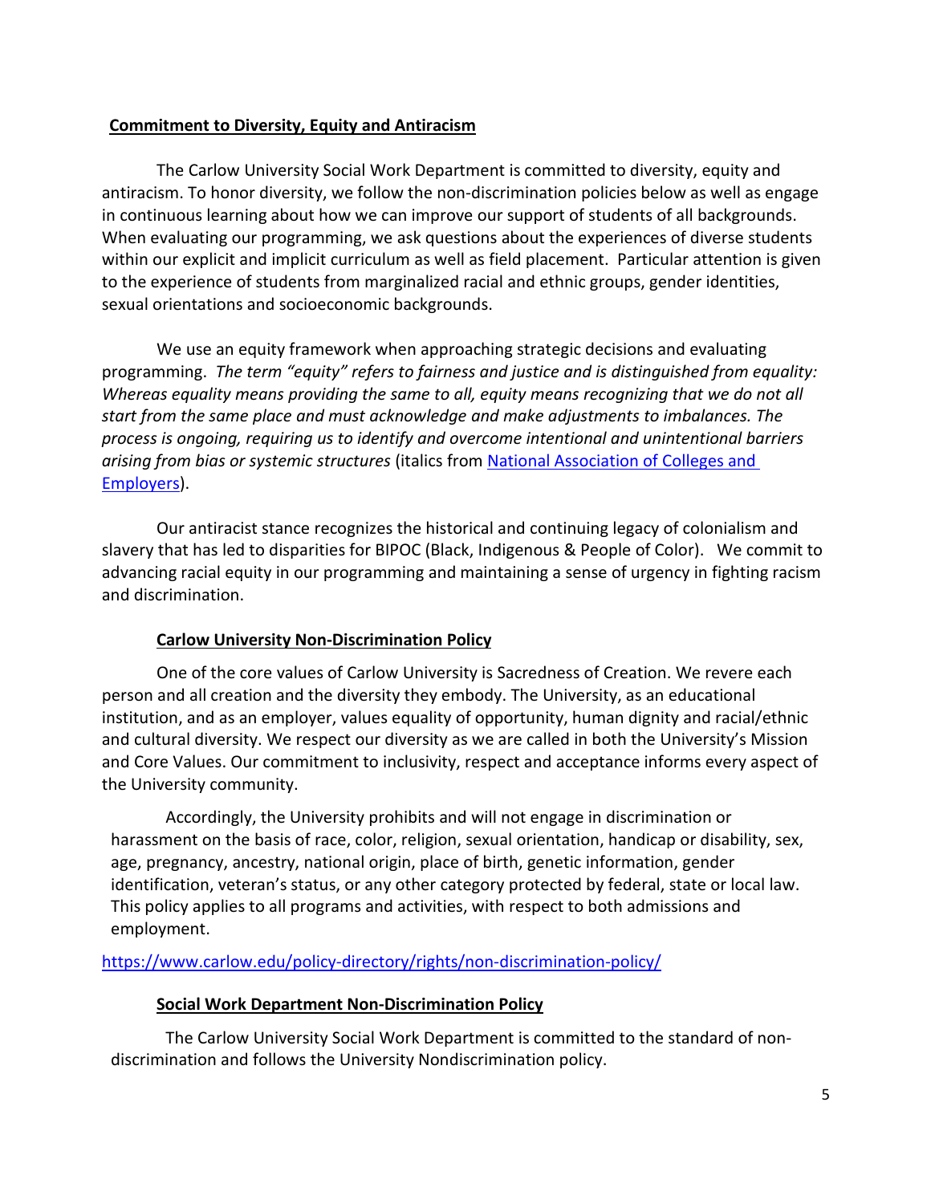## Commitment to Diversity, Equity and Antiracism

The Carlow University Social Work Department is committed to diversity, equity and antiracism. To honor diversity, we follow the non-discrimination policies below as well as engage in continuous learning about how we can improve our support of students of all backgrounds. When evaluating our programming, we ask questions about the experiences of diverse students within our explicit and implicit curriculum as well as field placement. Particular attention is given to the experience of students from marginalized racial and ethnic groups, gender identities, sexual orientations and socioeconomic backgrounds.

We use an equity framework when approaching strategic decisions and evaluating programming. *The term "equity" refers to fairness and justice and is distinguished from equality: Whereas equality means providing the same to all, equity means recognizing that we do not all start from the same place and must acknowledge and make adjustments to imbalances. The process is ongoing, requiring us to identify and overcome intentional and unintentional barriers arising from bias or systemic structures* (italics from National Association of Colleges and Employers).

Our antiracist stance recognizes the historical and continuing legacy of colonialism and slavery that has led to disparities for BIPOC (Black, Indigenous & People of Color). We commit to advancing racial equity in our programming and maintaining a sense of urgency in fighting racism and discrimination.

### Carlow University Non-Discrimination Policy

One of the core values of Carlow University is Sacredness of Creation. We revere each person and all creation and the diversity they embody. The University, as an educational institution, and as an employer, values equality of opportunity, human dignity and racial/ethnic and cultural diversity. We respect our diversity as we are called in both the University's Mission and Core Values. Our commitment to inclusivity, respect and acceptance informs every aspect of the University community.

Accordingly, the University prohibits and will not engage in discrimination or harassment on the basis of race, color, religion, sexual orientation, handicap or disability, sex, age, pregnancy, ancestry, national origin, place of birth, genetic information, gender identification, veteran's status, or any other category protected by federal, state or local law. This policy applies to all programs and activities, with respect to both admissions and employment.

https://www.carlow.edu/policy-directory/rights/non-discrimination-policy/

### Social Work Department Non-Discrimination Policy

The Carlow University Social Work Department is committed to the standard of non-discrimination and follows the University Nondiscrimination policy.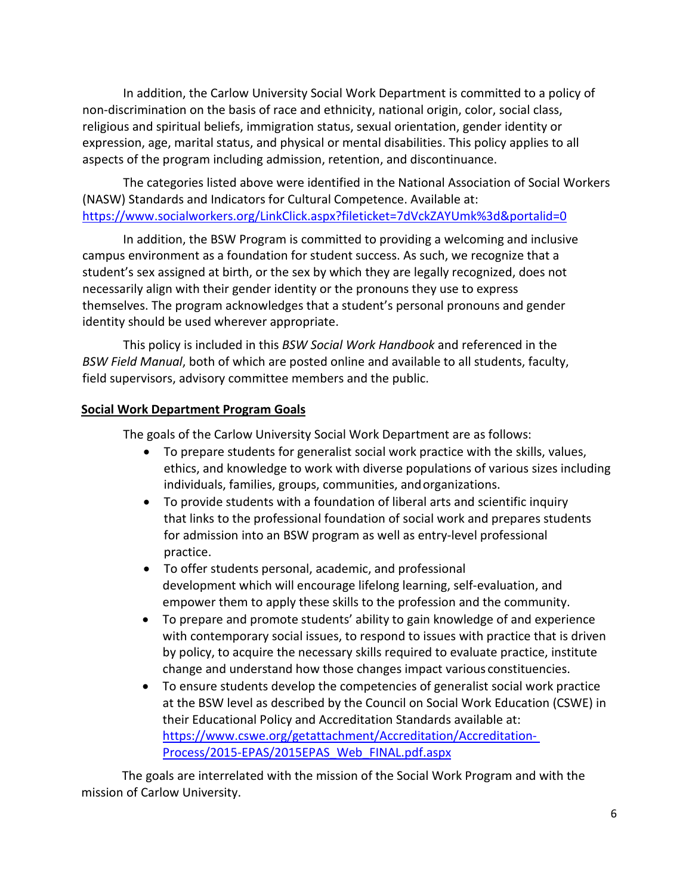In addition, the Carlow University Social Work Department is committed to a policy of non-discrimination on the basis of race and ethnicity, national origin, color, social class, religious and spiritual beliefs, immigration status, sexual orientation, gender identity or expression, age, marital status, and physical or mental disabilities. This policy applies to all aspects of the program including admission, retention, and discontinuance.

The categories listed above were identified in the National Association of Social Workers (NASW) Standards and Indicators for Cultural Competence. Available at: [https://www.socialworkers.org/LinkClick.aspx?fileticket=7dVckZAYUmk%3d&portalid=0](https://www.socialworkers.org/LinkClick.aspx?fileticket=7dVckZAYUmk%3d&portalid=0)

In addition, the BSW Program is committed to providing a welcoming and inclusive campus environment as a foundation for student success. As such, we recognize that a student's sex assigned at birth, or the sex by which they are legally recognized, does not necessarily align with their gender identity or the pronouns they use to express themselves. The program acknowledges that a student's personal pronouns and gender identity should be used wherever appropriate.

This policy is included in this *BSW Social Work Handbook* and referenced in the *BSW Field Manual*, both of which are posted online and available to all students, faculty, field supervisors, advisory committee members and the public.

**Social Work Department Program Goals**

The goals of the Carlow University Social Work Department are as follows:

- To prepare students for generalist social work practice with the skills, values, ethics, and knowledge to work with diverse populations of various sizes including individuals, families, groups, communities, and organizations.
- To provide students with a foundation of liberal arts and scientific inquiry that links to the professional foundation of social work and prepares students for admission into an BSW program as well as entry-level professional practice.
- To offer students personal, academic, and professional development which will encourage lifelong learning, self-evaluation, and empower them to apply these skills to the profession and the community.
- To prepare and promote students' ability to gain knowledge of and experience with contemporary social issues, to respond to issues with practice that is driven by policy, to acquire the necessary skills required to evaluate practice, institute change and understand how those changes impact various constituencies.
- To ensure students develop the competencies of generalist social work practice at the BSW level as described by the Council on Social Work Education (CSWE) in their Educational Policy and Accreditation Standards available at: [https://www.cswe.org/getattachment/Accreditation/Accreditation-Process/2015-EPAS/2015EPAS_Web_FINAL.pdf.aspx](https://www.cswe.org/getattachment/Accreditation/Accreditation-Process/2015-EPAS/2015EPAS_Web_FINAL.pdf.aspx)

The goals are interrelated with the mission of the Social Work Program and with the mission of Carlow University.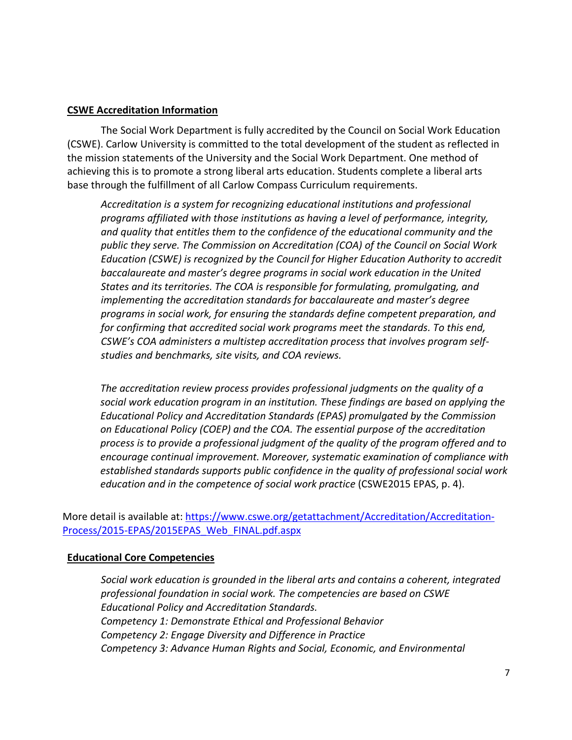**CSWE Accreditation Information**

The Social Work Department is fully accredited by the Council on Social Work Education (CSWE). Carlow University is committed to the total development of the student as reflected in the mission statements of the University and the Social Work Department. One method of achieving this is to promote a strong liberal arts education. Students complete a liberal arts base through the fulfillment of all Carlow Compass Curriculum requirements.

> *Accreditation is a system for recognizing educational institutions and professional programs affiliated with those institutions as having a level of performance, integrity, and quality that entitles them to the confidence of the educational community and the public they serve. The Commission on Accreditation (COA) of the Council on Social Work Education (CSWE) is recognized by the Council for Higher Education Authority to accredit baccalaureate and master's degree programs in social work education in the United States and its territories. The COA is responsible for formulating, promulgating, and implementing the accreditation standards for baccalaureate and master's degree programs in social work, for ensuring the standards define competent preparation, and for confirming that accredited social work programs meet the standards. To this end, CSWE's COA administers a multistep accreditation process that involves program self-studies and benchmarks, site visits, and COA reviews.*
>
> *The accreditation review process provides professional judgments on the quality of a social work education program in an institution. These findings are based on applying the Educational Policy and Accreditation Standards (EPAS) promulgated by the Commission on Educational Policy (COEP) and the COA. The essential purpose of the accreditation process is to provide a professional judgment of the quality of the program offered and to encourage continual improvement. Moreover, systematic examination of compliance with established standards supports public confidence in the quality of professional social work education and in the competence of social work practice* (CSWE2015 EPAS, p. 4).

More detail is available at: https://www.cswe.org/getattachment/Accreditation/Accreditation-Process/2015-EPAS/2015EPAS_Web_FINAL.pdf.aspx

**Educational Core Competencies**

> *Social work education is grounded in the liberal arts and contains a coherent, integrated professional foundation in social work. The competencies are based on CSWE Educational Policy and Accreditation Standards.*
> *Competency 1: Demonstrate Ethical and Professional Behavior*
> *Competency 2: Engage Diversity and Difference in Practice*
> *Competency 3: Advance Human Rights and Social, Economic, and Environmental*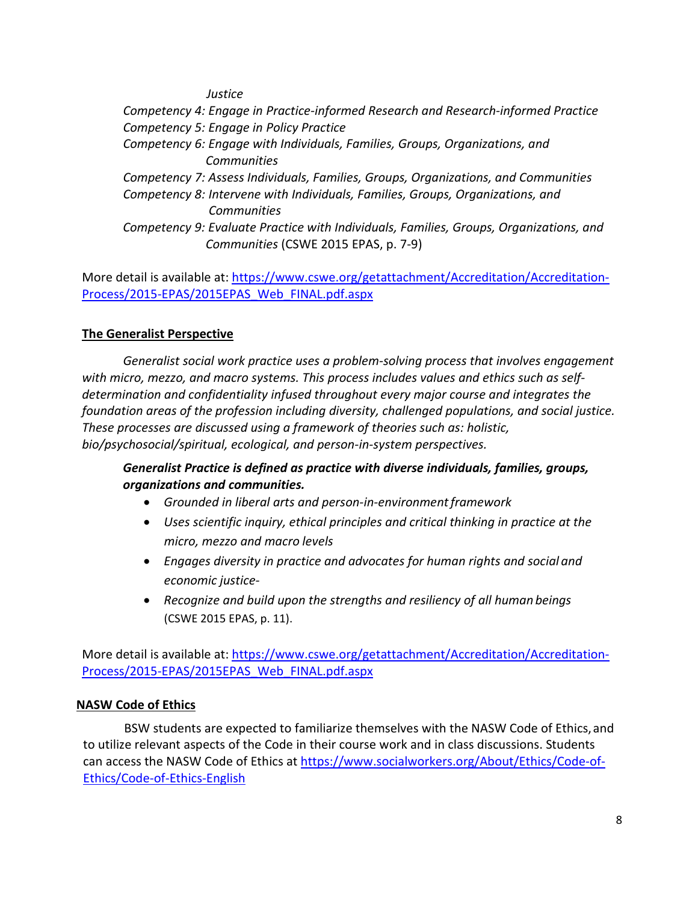*Justice*

*Competency 4: Engage in Practice-informed Research and Research-informed Practice*

*Competency 5: Engage in Policy Practice*

*Competency 6: Engage with Individuals, Families, Groups, Organizations, and Communities*

*Competency 7: Assess Individuals, Families, Groups, Organizations, and Communities*

*Competency 8: Intervene with Individuals, Families, Groups, Organizations, and Communities*

*Competency 9: Evaluate Practice with Individuals, Families, Groups, Organizations, and Communities* (CSWE 2015 EPAS, p. 7-9)

More detail is available at: https://www.cswe.org/getattachment/Accreditation/Accreditation-Process/2015-EPAS/2015EPAS_Web_FINAL.pdf.aspx

## The Generalist Perspective

*Generalist social work practice uses a problem-solving process that involves engagement with micro, mezzo, and macro systems. This process includes values and ethics such as self-determination and confidentiality infused throughout every major course and integrates the foundation areas of the profession including diversity, challenged populations, and social justice. These processes are discussed using a framework of theories such as: holistic, bio/psychosocial/spiritual, ecological, and person-in-system perspectives.*

***Generalist Practice is defined as practice with diverse individuals, families, groups, organizations and communities.***

- *Grounded in liberal arts and person-in-environment framework*
- *Uses scientific inquiry, ethical principles and critical thinking in practice at the micro, mezzo and macro levels*
- *Engages diversity in practice and advocates for human rights and social and economic justice-*
- *Recognize and build upon the strengths and resiliency of all human beings* (CSWE 2015 EPAS, p. 11).

More detail is available at: https://www.cswe.org/getattachment/Accreditation/Accreditation-Process/2015-EPAS/2015EPAS_Web_FINAL.pdf.aspx

## NASW Code of Ethics

BSW students are expected to familiarize themselves with the NASW Code of Ethics, and to utilize relevant aspects of the Code in their course work and in class discussions. Students can access the NASW Code of Ethics at https://www.socialworkers.org/About/Ethics/Code-of-Ethics/Code-of-Ethics-English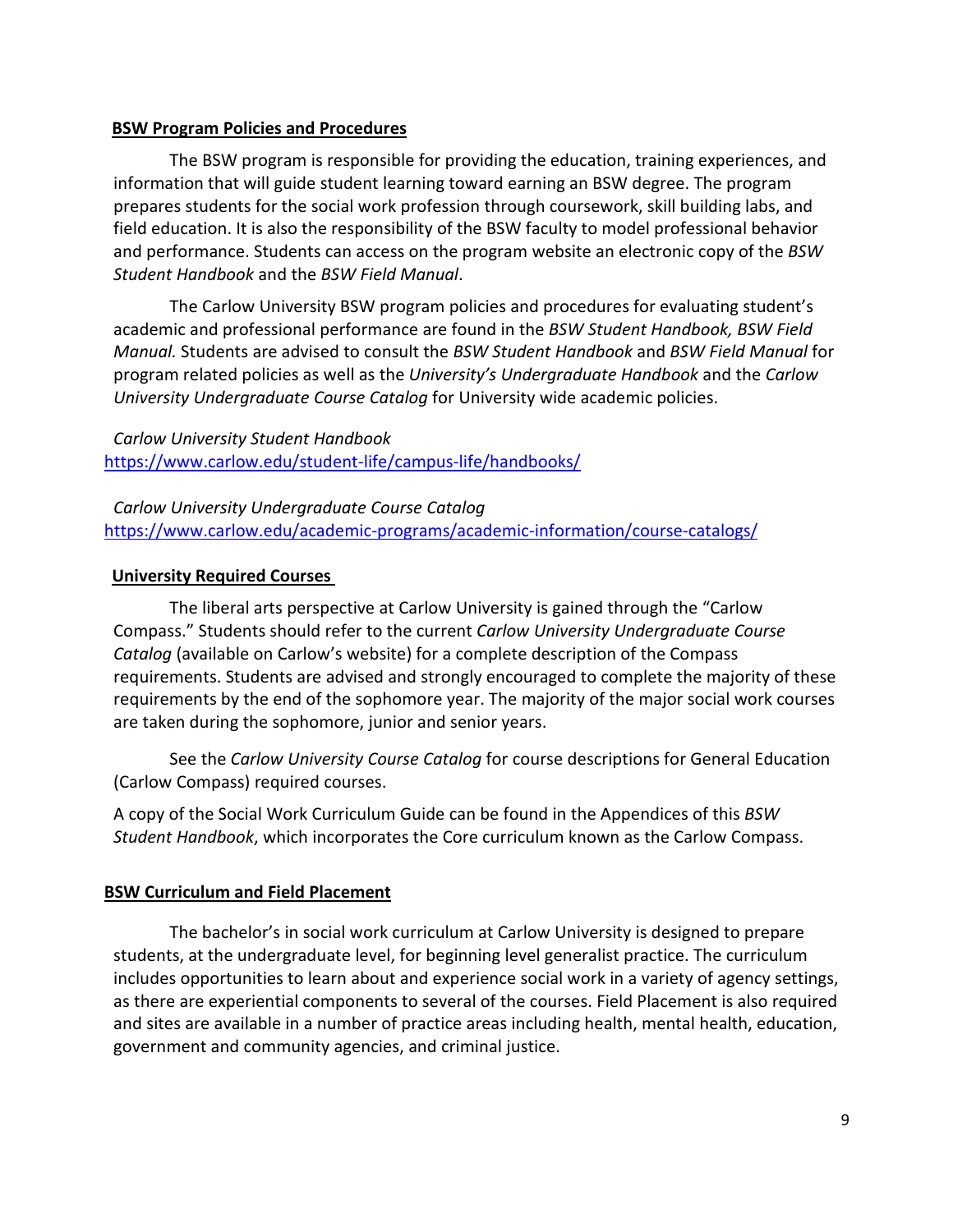## BSW Program Policies and Procedures

The BSW program is responsible for providing the education, training experiences, and information that will guide student learning toward earning an BSW degree. The program prepares students for the social work profession through coursework, skill building labs, and field education. It is also the responsibility of the BSW faculty to model professional behavior and performance. Students can access on the program website an electronic copy of the *BSW Student Handbook* and the *BSW Field Manual*.

The Carlow University BSW program policies and procedures for evaluating student's academic and professional performance are found in the *BSW Student Handbook, BSW Field Manual.* Students are advised to consult the *BSW Student Handbook* and *BSW Field Manual* for program related policies as well as the *University's Undergraduate Handbook* and the *Carlow University Undergraduate Course Catalog* for University wide academic policies.

*Carlow University Student Handbook*
https://www.carlow.edu/student-life/campus-life/handbooks/

*Carlow University Undergraduate Course Catalog*
https://www.carlow.edu/academic-programs/academic-information/course-catalogs/

## University Required Courses

The liberal arts perspective at Carlow University is gained through the "Carlow Compass." Students should refer to the current *Carlow University Undergraduate Course Catalog* (available on Carlow's website) for a complete description of the Compass requirements. Students are advised and strongly encouraged to complete the majority of these requirements by the end of the sophomore year. The majority of the major social work courses are taken during the sophomore, junior and senior years.

See the *Carlow University Course Catalog* for course descriptions for General Education (Carlow Compass) required courses.

A copy of the Social Work Curriculum Guide can be found in the Appendices of this *BSW Student Handbook*, which incorporates the Core curriculum known as the Carlow Compass.

## BSW Curriculum and Field Placement

The bachelor's in social work curriculum at Carlow University is designed to prepare students, at the undergraduate level, for beginning level generalist practice. The curriculum includes opportunities to learn about and experience social work in a variety of agency settings, as there are experiential components to several of the courses. Field Placement is also required and sites are available in a number of practice areas including health, mental health, education, government and community agencies, and criminal justice.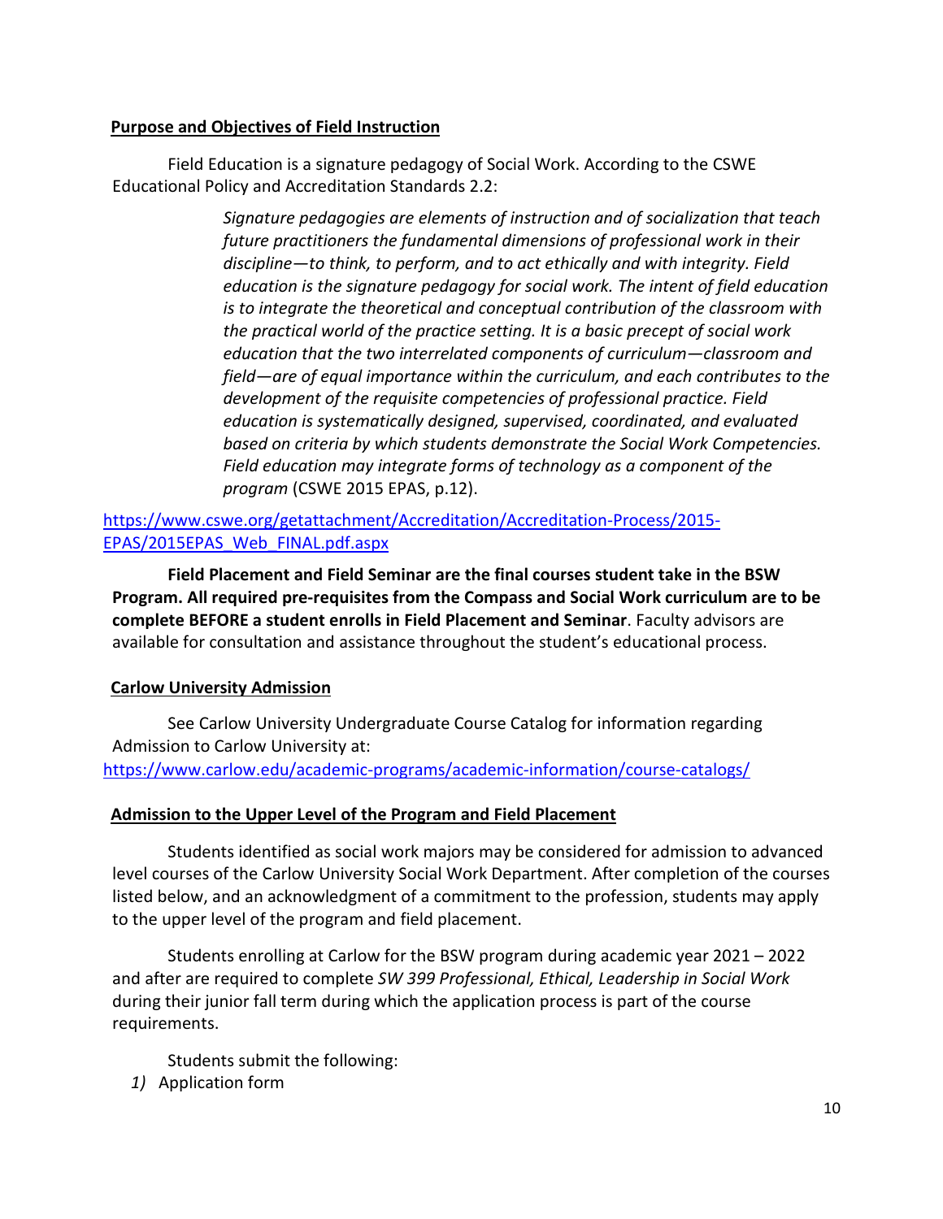**Purpose and Objectives of Field Instruction**

Field Education is a signature pedagogy of Social Work. According to the CSWE Educational Policy and Accreditation Standards 2.2:

> *Signature pedagogies are elements of instruction and of socialization that teach future practitioners the fundamental dimensions of professional work in their discipline—to think, to perform, and to act ethically and with integrity. Field education is the signature pedagogy for social work. The intent of field education is to integrate the theoretical and conceptual contribution of the classroom with the practical world of the practice setting. It is a basic precept of social work education that the two interrelated components of curriculum—classroom and field—are of equal importance within the curriculum, and each contributes to the development of the requisite competencies of professional practice. Field education is systematically designed, supervised, coordinated, and evaluated based on criteria by which students demonstrate the Social Work Competencies. Field education may integrate forms of technology as a component of the program* (CSWE 2015 EPAS, p.12).

https://www.cswe.org/getattachment/Accreditation/Accreditation-Process/2015-EPAS/2015EPAS_Web_FINAL.pdf.aspx

**Field Placement and Field Seminar are the final courses student take in the BSW Program. All required pre-requisites from the Compass and Social Work curriculum are to be complete BEFORE a student enrolls in Field Placement and Seminar**. Faculty advisors are available for consultation and assistance throughout the student's educational process.

**Carlow University Admission**

See Carlow University Undergraduate Course Catalog for information regarding Admission to Carlow University at: https://www.carlow.edu/academic-programs/academic-information/course-catalogs/

**Admission to the Upper Level of the Program and Field Placement**

Students identified as social work majors may be considered for admission to advanced level courses of the Carlow University Social Work Department. After completion of the courses listed below, and an acknowledgment of a commitment to the profession, students may apply to the upper level of the program and field placement.

Students enrolling at Carlow for the BSW program during academic year 2021 – 2022 and after are required to complete *SW 399 Professional, Ethical, Leadership in Social Work* during their junior fall term during which the application process is part of the course requirements.

Students submit the following:

1) Application form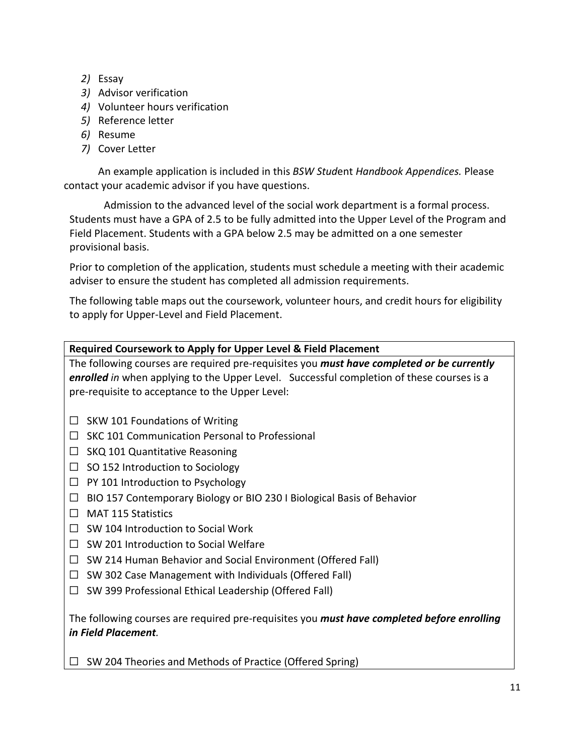2) Essay
3) Advisor verification
4) Volunteer hours verification
5) Reference letter
6) Resume
7) Cover Letter

An example application is included in this *BSW Stud*ent *Handbook Appendices.* Please contact your academic advisor if you have questions.

Admission to the advanced level of the social work department is a formal process. Students must have a GPA of 2.5 to be fully admitted into the Upper Level of the Program and Field Placement. Students with a GPA below 2.5 may be admitted on a one semester provisional basis.

Prior to completion of the application, students must schedule a meeting with their academic adviser to ensure the student has completed all admission requirements.

The following table maps out the coursework, volunteer hours, and credit hours for eligibility to apply for Upper-Level and Field Placement.

| **Required Coursework to Apply for Upper Level & Field Placement** |
| --- |
| The following courses are required pre-requisites you ***must have completed or be currently enrolled*** *in* when applying to the Upper Level. Successful completion of these courses is a pre-requisite to acceptance to the Upper Level:<br><br>☐ SKW 101 Foundations of Writing<br>☐ SKC 101 Communication Personal to Professional<br>☐ SKQ 101 Quantitative Reasoning<br>☐ SO 152 Introduction to Sociology<br>☐ PY 101 Introduction to Psychology<br>☐ BIO 157 Contemporary Biology or BIO 230 I Biological Basis of Behavior<br>☐ MAT 115 Statistics<br>☐ SW 104 Introduction to Social Work<br>☐ SW 201 Introduction to Social Welfare<br>☐ SW 214 Human Behavior and Social Environment (Offered Fall)<br>☐ SW 302 Case Management with Individuals (Offered Fall)<br>☐ SW 399 Professional Ethical Leadership (Offered Fall)<br><br>The following courses are required pre-requisites you ***must have completed before enrolling in Field Placement***.<br><br>☐ SW 204 Theories and Methods of Practice (Offered Spring) |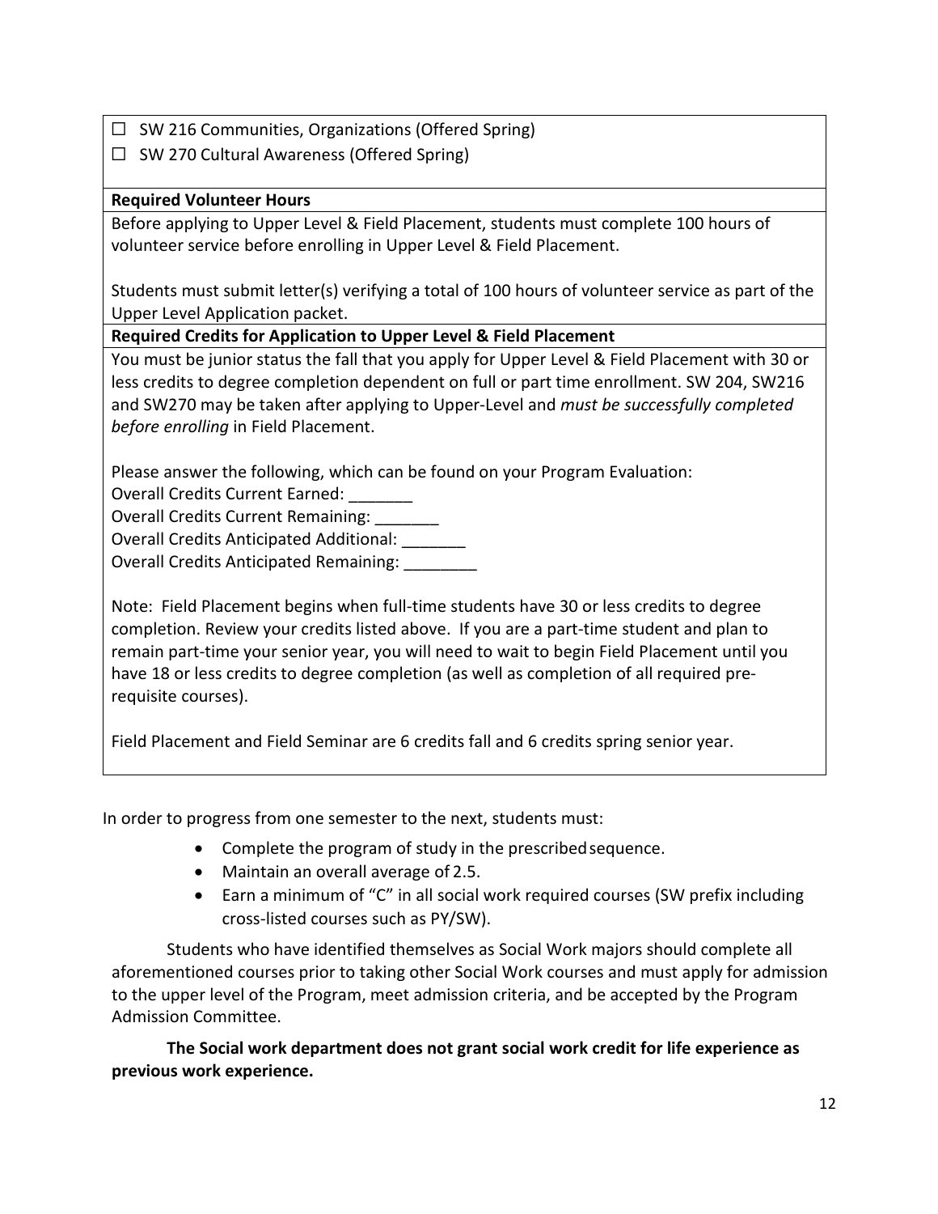☐ SW 216 Communities, Organizations (Offered Spring)

☐ SW 270 Cultural Awareness (Offered Spring)

**Required Volunteer Hours**

Before applying to Upper Level & Field Placement, students must complete 100 hours of volunteer service before enrolling in Upper Level & Field Placement.

Students must submit letter(s) verifying a total of 100 hours of volunteer service as part of the Upper Level Application packet.

**Required Credits for Application to Upper Level & Field Placement**

You must be junior status the fall that you apply for Upper Level & Field Placement with 30 or less credits to degree completion dependent on full or part time enrollment. SW 204, SW216 and SW270 may be taken after applying to Upper-Level and *must be successfully completed before enrolling* in Field Placement.

Please answer the following, which can be found on your Program Evaluation:

Overall Credits Current Earned: _______

Overall Credits Current Remaining: _______

Overall Credits Anticipated Additional: _______

Overall Credits Anticipated Remaining: ________

Note: Field Placement begins when full-time students have 30 or less credits to degree completion. Review your credits listed above. If you are a part-time student and plan to remain part-time your senior year, you will need to wait to begin Field Placement until you have 18 or less credits to degree completion (as well as completion of all required pre-requisite courses).

Field Placement and Field Seminar are 6 credits fall and 6 credits spring senior year.

In order to progress from one semester to the next, students must:

- Complete the program of study in the prescribed sequence.
- Maintain an overall average of 2.5.
- Earn a minimum of "C" in all social work required courses (SW prefix including cross-listed courses such as PY/SW).

Students who have identified themselves as Social Work majors should complete all aforementioned courses prior to taking other Social Work courses and must apply for admission to the upper level of the Program, meet admission criteria, and be accepted by the Program Admission Committee.

**The Social work department does not grant social work credit for life experience as previous work experience.**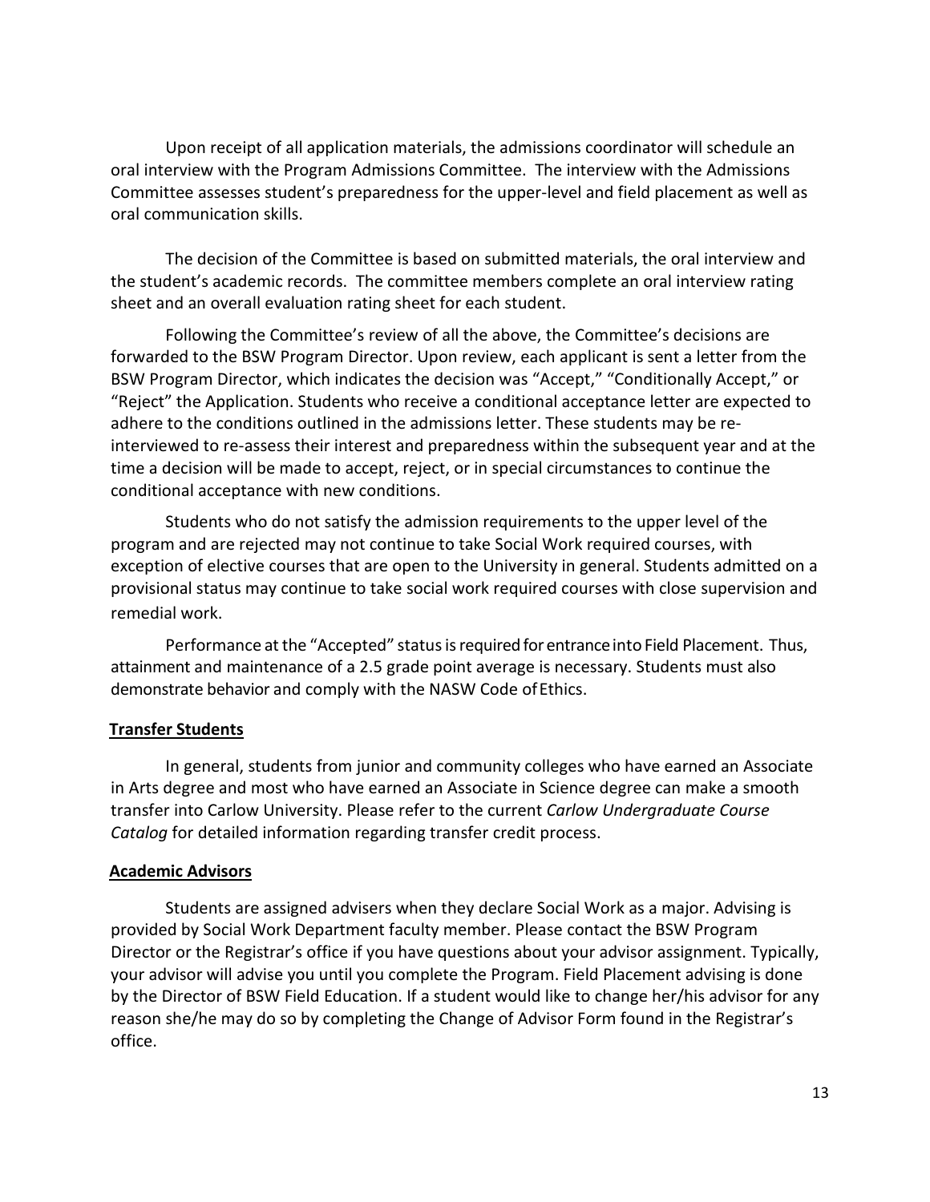Upon receipt of all application materials, the admissions coordinator will schedule an oral interview with the Program Admissions Committee. The interview with the Admissions Committee assesses student's preparedness for the upper-level and field placement as well as oral communication skills.

The decision of the Committee is based on submitted materials, the oral interview and the student's academic records. The committee members complete an oral interview rating sheet and an overall evaluation rating sheet for each student.

Following the Committee's review of all the above, the Committee's decisions are forwarded to the BSW Program Director. Upon review, each applicant is sent a letter from the BSW Program Director, which indicates the decision was "Accept," "Conditionally Accept," or "Reject" the Application. Students who receive a conditional acceptance letter are expected to adhere to the conditions outlined in the admissions letter. These students may be re-interviewed to re-assess their interest and preparedness within the subsequent year and at the time a decision will be made to accept, reject, or in special circumstances to continue the conditional acceptance with new conditions.

Students who do not satisfy the admission requirements to the upper level of the program and are rejected may not continue to take Social Work required courses, with exception of elective courses that are open to the University in general. Students admitted on a provisional status may continue to take social work required courses with close supervision and remedial work.

Performance at the "Accepted" status is required for entrance into Field Placement. Thus, attainment and maintenance of a 2.5 grade point average is necessary. Students must also demonstrate behavior and comply with the NASW Code of Ethics.

**Transfer Students**

In general, students from junior and community colleges who have earned an Associate in Arts degree and most who have earned an Associate in Science degree can make a smooth transfer into Carlow University. Please refer to the current *Carlow Undergraduate Course Catalog* for detailed information regarding transfer credit process.

**Academic Advisors**

Students are assigned advisers when they declare Social Work as a major. Advising is provided by Social Work Department faculty member. Please contact the BSW Program Director or the Registrar's office if you have questions about your advisor assignment. Typically, your advisor will advise you until you complete the Program. Field Placement advising is done by the Director of BSW Field Education. If a student would like to change her/his advisor for any reason she/he may do so by completing the Change of Advisor Form found in the Registrar's office.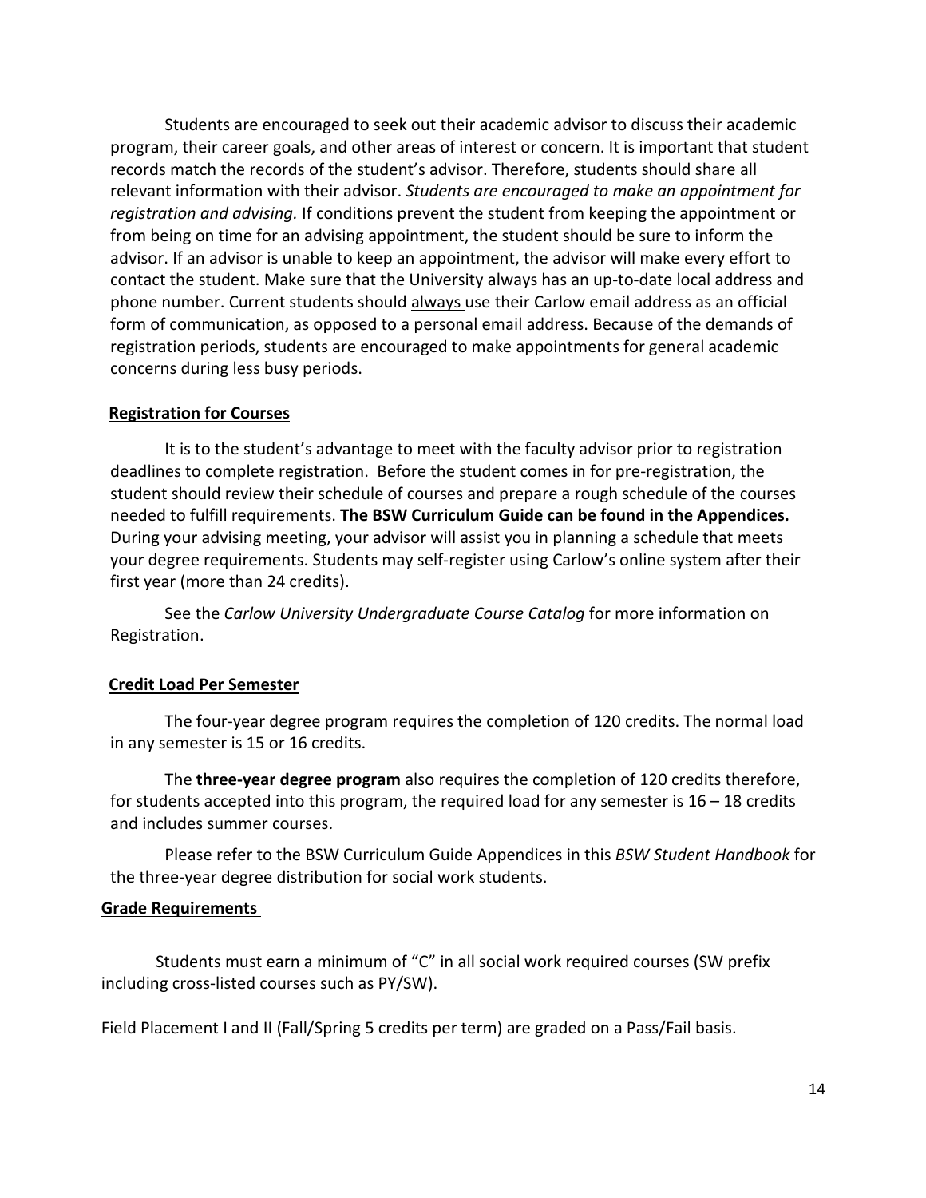Students are encouraged to seek out their academic advisor to discuss their academic program, their career goals, and other areas of interest or concern. It is important that student records match the records of the student's advisor. Therefore, students should share all relevant information with their advisor. *Students are encouraged to make an appointment for registration and advising.* If conditions prevent the student from keeping the appointment or from being on time for an advising appointment, the student should be sure to inform the advisor. If an advisor is unable to keep an appointment, the advisor will make every effort to contact the student. Make sure that the University always has an up-to-date local address and phone number. Current students should always use their Carlow email address as an official form of communication, as opposed to a personal email address. Because of the demands of registration periods, students are encouraged to make appointments for general academic concerns during less busy periods.

## Registration for Courses

It is to the student's advantage to meet with the faculty advisor prior to registration deadlines to complete registration. Before the student comes in for pre-registration, the student should review their schedule of courses and prepare a rough schedule of the courses needed to fulfill requirements. **The BSW Curriculum Guide can be found in the Appendices.** During your advising meeting, your advisor will assist you in planning a schedule that meets your degree requirements. Students may self-register using Carlow's online system after their first year (more than 24 credits).

See the *Carlow University Undergraduate Course Catalog* for more information on Registration.

## Credit Load Per Semester

The four-year degree program requires the completion of 120 credits. The normal load in any semester is 15 or 16 credits.

The **three-year degree program** also requires the completion of 120 credits therefore, for students accepted into this program, the required load for any semester is 16 – 18 credits and includes summer courses.

Please refer to the BSW Curriculum Guide Appendices in this *BSW Student Handbook* for the three-year degree distribution for social work students.

## Grade Requirements

Students must earn a minimum of "C" in all social work required courses (SW prefix including cross-listed courses such as PY/SW).

Field Placement I and II (Fall/Spring 5 credits per term) are graded on a Pass/Fail basis.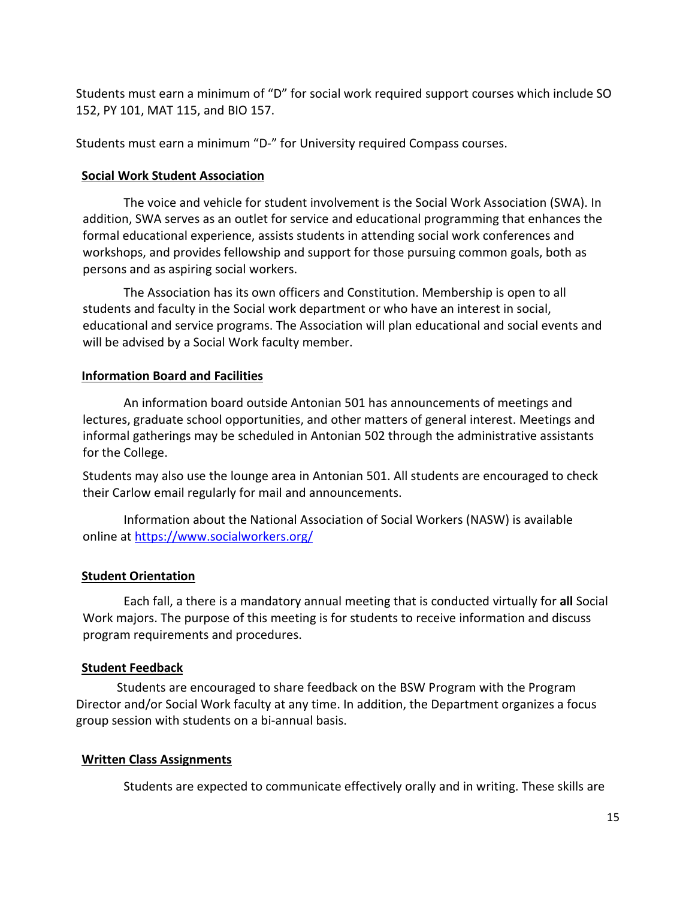Students must earn a minimum of "D" for social work required support courses which include SO 152, PY 101, MAT 115, and BIO 157.

Students must earn a minimum "D-" for University required Compass courses.

## Social Work Student Association

The voice and vehicle for student involvement is the Social Work Association (SWA). In addition, SWA serves as an outlet for service and educational programming that enhances the formal educational experience, assists students in attending social work conferences and workshops, and provides fellowship and support for those pursuing common goals, both as persons and as aspiring social workers.

The Association has its own officers and Constitution. Membership is open to all students and faculty in the Social work department or who have an interest in social, educational and service programs. The Association will plan educational and social events and will be advised by a Social Work faculty member.

## Information Board and Facilities

An information board outside Antonian 501 has announcements of meetings and lectures, graduate school opportunities, and other matters of general interest. Meetings and informal gatherings may be scheduled in Antonian 502 through the administrative assistants for the College.

Students may also use the lounge area in Antonian 501. All students are encouraged to check their Carlow email regularly for mail and announcements.

Information about the National Association of Social Workers (NASW) is available online at [https://www.socialworkers.org/](https://www.socialworkers.org/)

## Student Orientation

Each fall, a there is a mandatory annual meeting that is conducted virtually for **all** Social Work majors. The purpose of this meeting is for students to receive information and discuss program requirements and procedures.

## Student Feedback

Students are encouraged to share feedback on the BSW Program with the Program Director and/or Social Work faculty at any time. In addition, the Department organizes a focus group session with students on a bi-annual basis.

## Written Class Assignments

Students are expected to communicate effectively orally and in writing. These skills are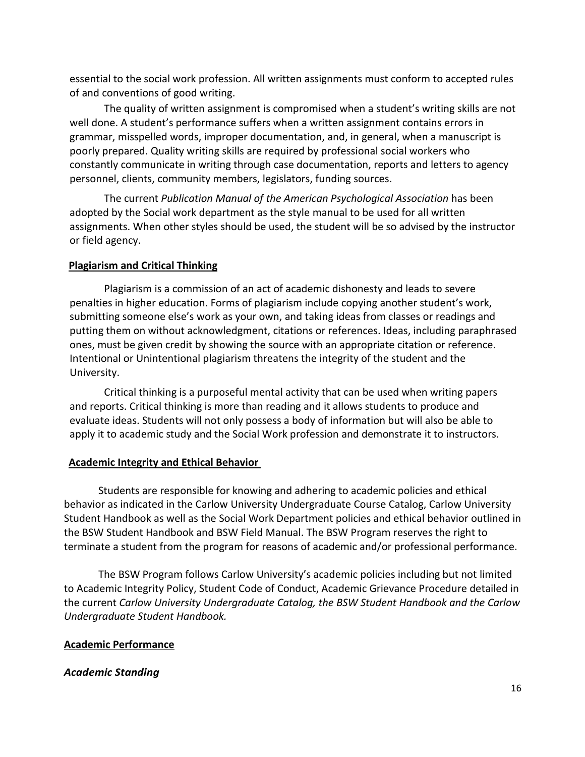essential to the social work profession. All written assignments must conform to accepted rules of and conventions of good writing.

The quality of written assignment is compromised when a student's writing skills are not well done. A student's performance suffers when a written assignment contains errors in grammar, misspelled words, improper documentation, and, in general, when a manuscript is poorly prepared. Quality writing skills are required by professional social workers who constantly communicate in writing through case documentation, reports and letters to agency personnel, clients, community members, legislators, funding sources.

The current *Publication Manual of the American Psychological Association* has been adopted by the Social work department as the style manual to be used for all written assignments. When other styles should be used, the student will be so advised by the instructor or field agency.

**Plagiarism and Critical Thinking**

Plagiarism is a commission of an act of academic dishonesty and leads to severe penalties in higher education. Forms of plagiarism include copying another student's work, submitting someone else's work as your own, and taking ideas from classes or readings and putting them on without acknowledgment, citations or references. Ideas, including paraphrased ones, must be given credit by showing the source with an appropriate citation or reference. Intentional or Unintentional plagiarism threatens the integrity of the student and the University.

Critical thinking is a purposeful mental activity that can be used when writing papers and reports. Critical thinking is more than reading and it allows students to produce and evaluate ideas. Students will not only possess a body of information but will also be able to apply it to academic study and the Social Work profession and demonstrate it to instructors.

**Academic Integrity and Ethical Behavior**

Students are responsible for knowing and adhering to academic policies and ethical behavior as indicated in the Carlow University Undergraduate Course Catalog, Carlow University Student Handbook as well as the Social Work Department policies and ethical behavior outlined in the BSW Student Handbook and BSW Field Manual. The BSW Program reserves the right to terminate a student from the program for reasons of academic and/or professional performance.

The BSW Program follows Carlow University's academic policies including but not limited to Academic Integrity Policy, Student Code of Conduct, Academic Grievance Procedure detailed in the current *Carlow University Undergraduate Catalog, the BSW Student Handbook and the Carlow Undergraduate Student Handbook.*

**Academic Performance**

***Academic Standing***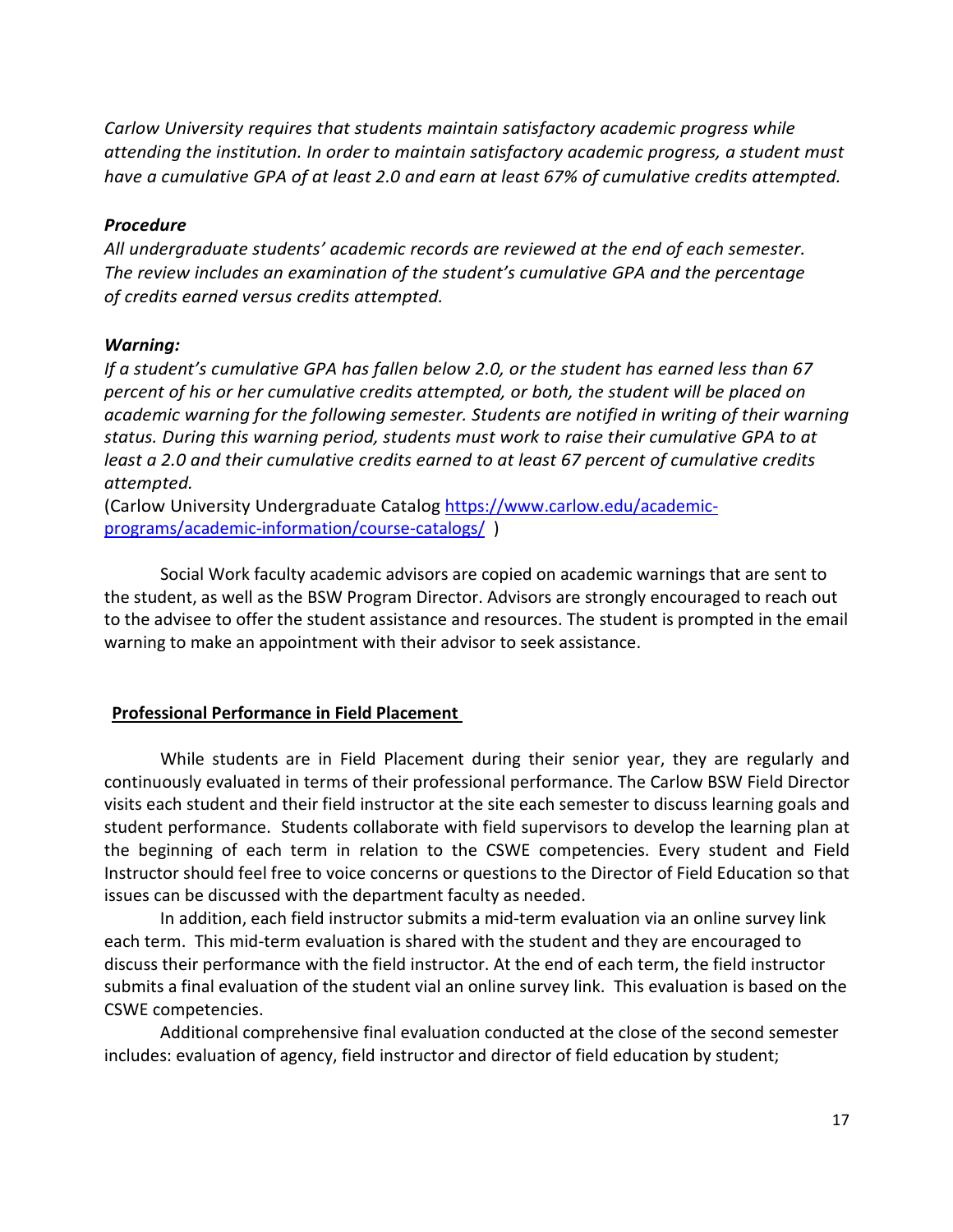*Carlow University requires that students maintain satisfactory academic progress while attending the institution. In order to maintain satisfactory academic progress, a student must have a cumulative GPA of at least 2.0 and earn at least 67% of cumulative credits attempted.*

***Procedure***
*All undergraduate students' academic records are reviewed at the end of each semester. The review includes an examination of the student's cumulative GPA and the percentage of credits earned versus credits attempted.*

***Warning:***
*If a student's cumulative GPA has fallen below 2.0, or the student has earned less than 67 percent of his or her cumulative credits attempted, or both, the student will be placed on academic warning for the following semester. Students are notified in writing of their warning status. During this warning period, students must work to raise their cumulative GPA to at least a 2.0 and their cumulative credits earned to at least 67 percent of cumulative credits attempted.*
(Carlow University Undergraduate Catalog [https://www.carlow.edu/academic-programs/academic-information/course-catalogs/](https://www.carlow.edu/academic-programs/academic-information/course-catalogs/) )

Social Work faculty academic advisors are copied on academic warnings that are sent to the student, as well as the BSW Program Director. Advisors are strongly encouraged to reach out to the advisee to offer the student assistance and resources. The student is prompted in the email warning to make an appointment with their advisor to seek assistance.

**Professional Performance in Field Placement**

While students are in Field Placement during their senior year, they are regularly and continuously evaluated in terms of their professional performance. The Carlow BSW Field Director visits each student and their field instructor at the site each semester to discuss learning goals and student performance. Students collaborate with field supervisors to develop the learning plan at the beginning of each term in relation to the CSWE competencies. Every student and Field Instructor should feel free to voice concerns or questions to the Director of Field Education so that issues can be discussed with the department faculty as needed.

In addition, each field instructor submits a mid-term evaluation via an online survey link each term. This mid-term evaluation is shared with the student and they are encouraged to discuss their performance with the field instructor. At the end of each term, the field instructor submits a final evaluation of the student vial an online survey link. This evaluation is based on the CSWE competencies.

Additional comprehensive final evaluation conducted at the close of the second semester includes: evaluation of agency, field instructor and director of field education by student;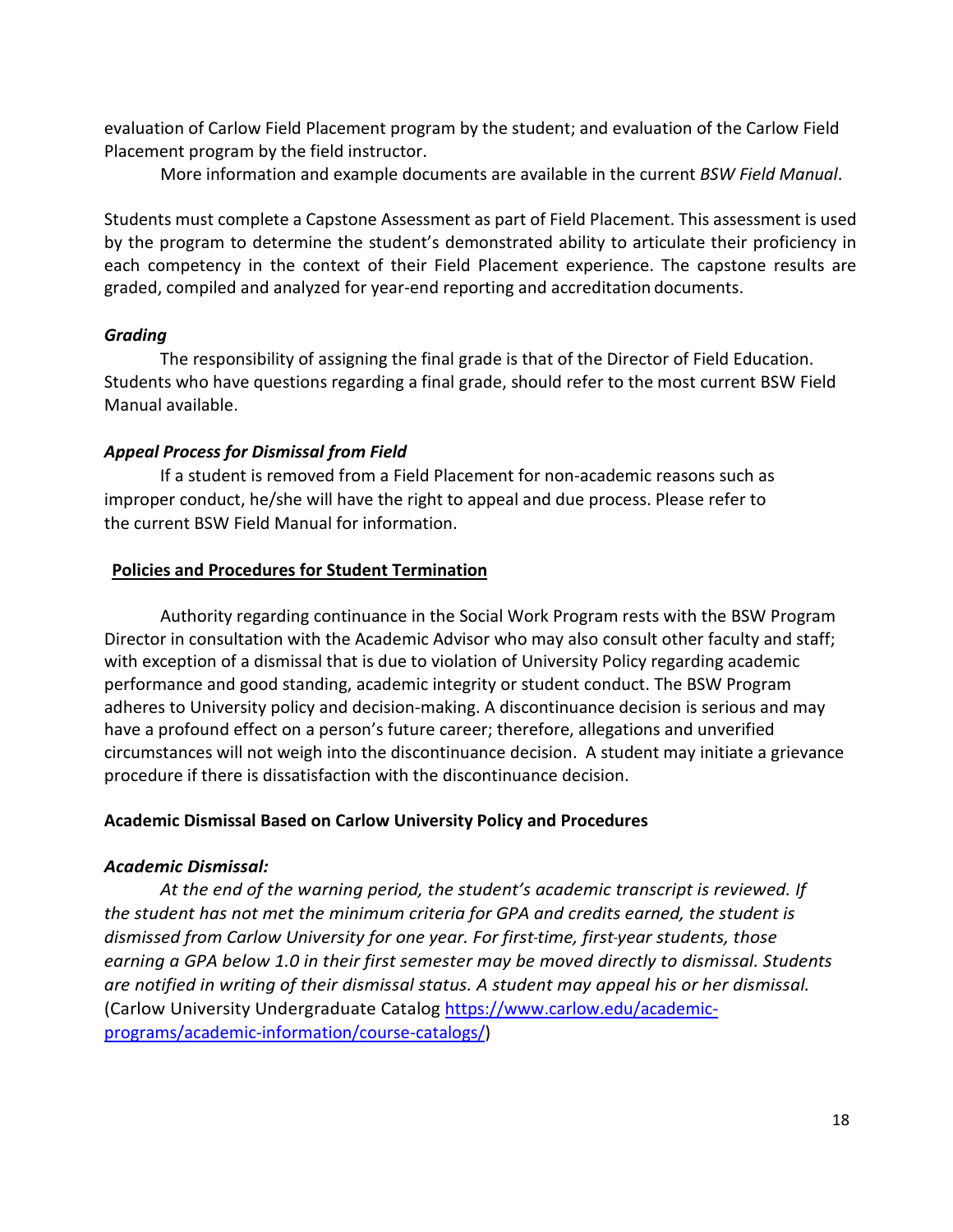evaluation of Carlow Field Placement program by the student; and evaluation of the Carlow Field Placement program by the field instructor.

More information and example documents are available in the current *BSW Field Manual*.

Students must complete a Capstone Assessment as part of Field Placement. This assessment is used by the program to determine the student's demonstrated ability to articulate their proficiency in each competency in the context of their Field Placement experience. The capstone results are graded, compiled and analyzed for year-end reporting and accreditation documents.

***Grading***

The responsibility of assigning the final grade is that of the Director of Field Education. Students who have questions regarding a final grade, should refer to the most current BSW Field Manual available.

***Appeal Process for Dismissal from Field***

If a student is removed from a Field Placement for non-academic reasons such as improper conduct, he/she will have the right to appeal and due process. Please refer to the current BSW Field Manual for information.

## Policies and Procedures for Student Termination

Authority regarding continuance in the Social Work Program rests with the BSW Program Director in consultation with the Academic Advisor who may also consult other faculty and staff; with exception of a dismissal that is due to violation of University Policy regarding academic performance and good standing, academic integrity or student conduct. The BSW Program adheres to University policy and decision-making. A discontinuance decision is serious and may have a profound effect on a person's future career; therefore, allegations and unverified circumstances will not weigh into the discontinuance decision. A student may initiate a grievance procedure if there is dissatisfaction with the discontinuance decision.

### Academic Dismissal Based on Carlow University Policy and Procedures

***Academic Dismissal:***

*At the end of the warning period, the student's academic transcript is reviewed. If the student has not met the minimum criteria for GPA and credits earned, the student is dismissed from Carlow University for one year. For first-time, first-year students, those earning a GPA below 1.0 in their first semester may be moved directly to dismissal. Students are notified in writing of their dismissal status. A student may appeal his or her dismissal.* (Carlow University Undergraduate Catalog https://www.carlow.edu/academic-programs/academic-information/course-catalogs/)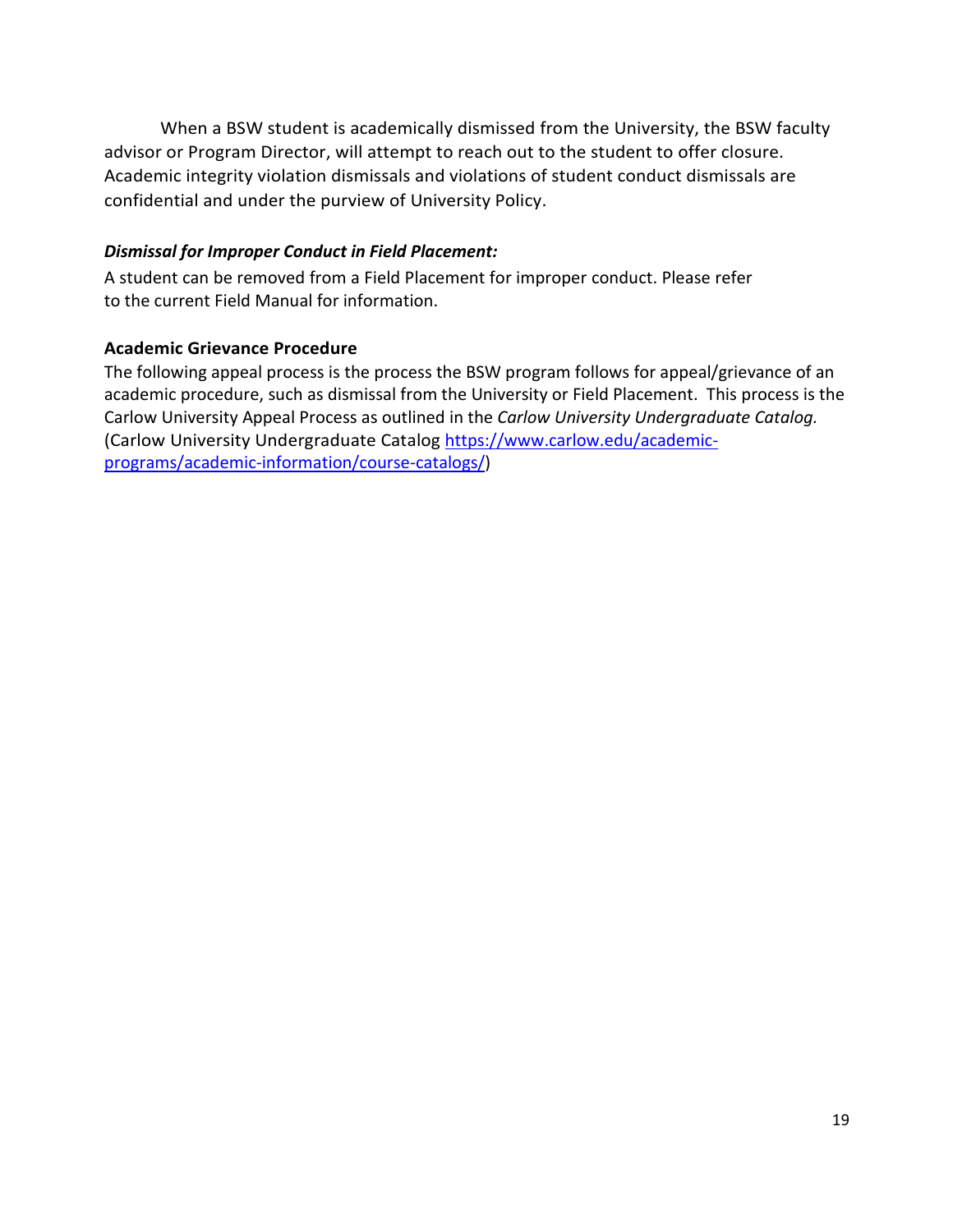When a BSW student is academically dismissed from the University, the BSW faculty advisor or Program Director, will attempt to reach out to the student to offer closure. Academic integrity violation dismissals and violations of student conduct dismissals are confidential and under the purview of University Policy.

***Dismissal for Improper Conduct in Field Placement:***

A student can be removed from a Field Placement for improper conduct. Please refer to the current Field Manual for information.

**Academic Grievance Procedure**

The following appeal process is the process the BSW program follows for appeal/grievance of an academic procedure, such as dismissal from the University or Field Placement. This process is the Carlow University Appeal Process as outlined in the *Carlow University Undergraduate Catalog.* (Carlow University Undergraduate Catalog [https://www.carlow.edu/academic-programs/academic-information/course-catalogs/](https://www.carlow.edu/academic-programs/academic-information/course-catalogs/))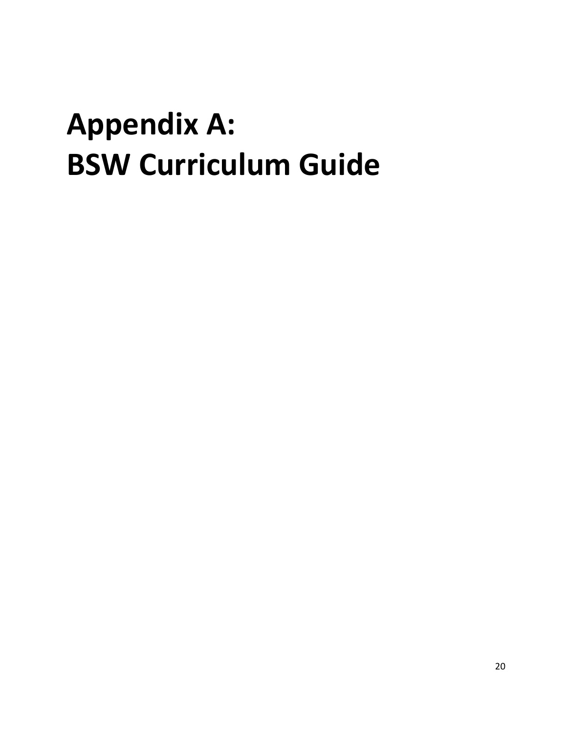# Appendix A: BSW Curriculum Guide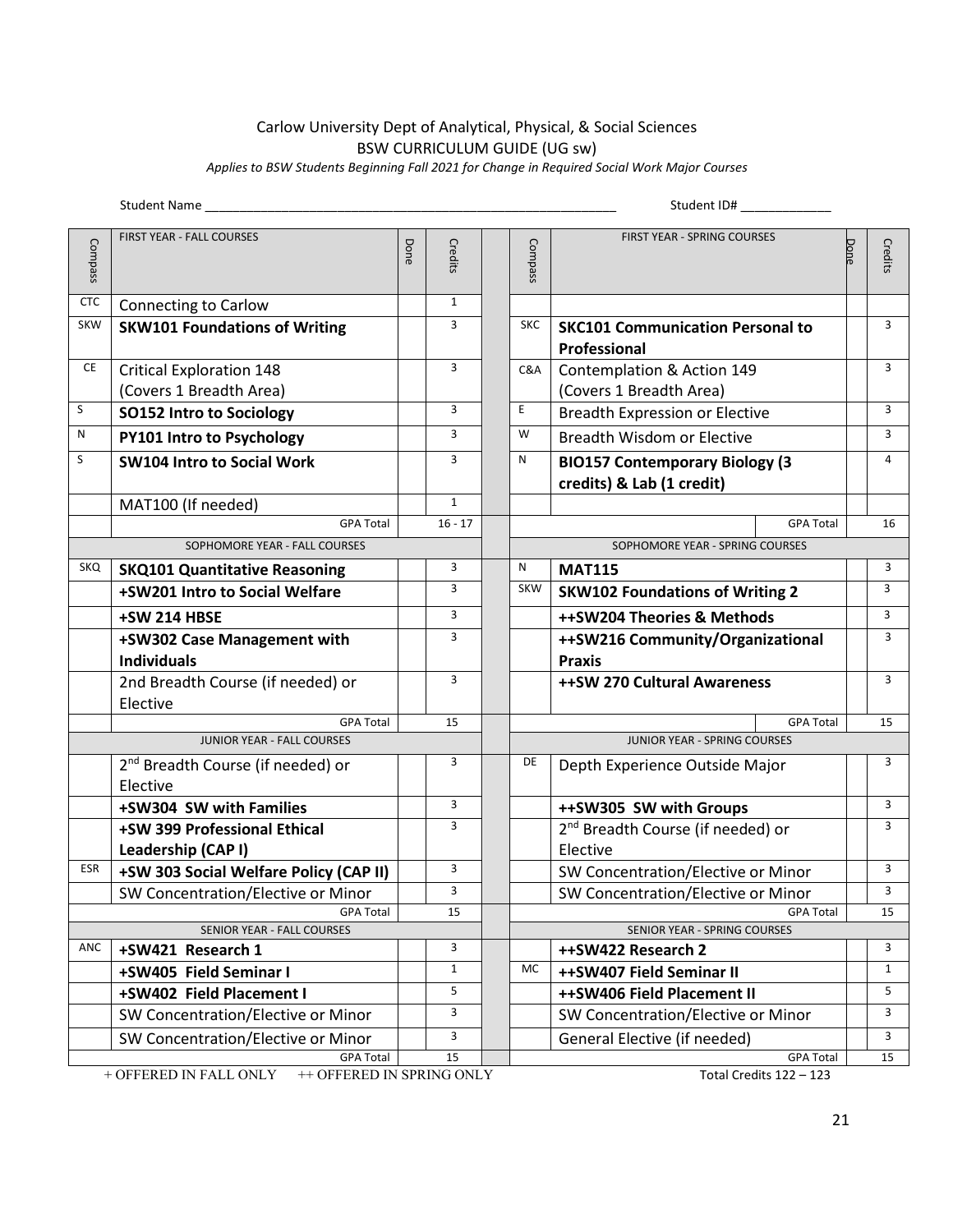Carlow University Dept of Analytical, Physical, & Social Sciences
BSW CURRICULUM GUIDE (UG sw)
*Applies to BSW Students Beginning Fall 2021 for Change in Required Social Work Major Courses*

Student Name ___________________________________________ Student ID# ____________

| Compass | FIRST YEAR - FALL COURSES | Done | Credits | Compass | FIRST YEAR - SPRING COURSES | Done | Credits |
|---|---|---|---|---|---|---|---|
| CTC | Connecting to Carlow | | 1 | | | | |
| SKW | **SKW101 Foundations of Writing** | | 3 | SKC | **SKC101 Communication Personal to Professional** | | 3 |
| CE | Critical Exploration 148 (Covers 1 Breadth Area) | | 3 | C&A | Contemplation & Action 149 (Covers 1 Breadth Area) | | 3 |
| S | **SO152 Intro to Sociology** | | 3 | E | Breadth Expression or Elective | | 3 |
| N | **PY101 Intro to Psychology** | | 3 | W | Breadth Wisdom or Elective | | 3 |
| S | **SW104 Intro to Social Work** | | 3 | N | **BIO157 Contemporary Biology (3 credits) & Lab (1 credit)** | | 4 |
| | MAT100 (If needed) | | 1 | | | | |
| | GPA Total | | 16 - 17 | | | GPA Total | 16 |
| | SOPHOMORE YEAR - FALL COURSES | | | | SOPHOMORE YEAR - SPRING COURSES | | |
| SKQ | **SKQ101 Quantitative Reasoning** | | 3 | N | **MAT115** | | 3 |
| | **+SW201 Intro to Social Welfare** | | 3 | SKW | **SKW102 Foundations of Writing 2** | | 3 |
| | **+SW 214 HBSE** | | 3 | | **++SW204 Theories & Methods** | | 3 |
| | **+SW302 Case Management with Individuals** | | 3 | | **++SW216 Community/Organizational Praxis** | | 3 |
| | 2nd Breadth Course (if needed) or Elective | | 3 | | **++SW 270 Cultural Awareness** | | 3 |
| | GPA Total | | 15 | | | GPA Total | 15 |
| | JUNIOR YEAR - FALL COURSES | | | | JUNIOR YEAR - SPRING COURSES | | |
| | 2nd Breadth Course (if needed) or Elective | | 3 | DE | Depth Experience Outside Major | | 3 |
| | **+SW304 SW with Families** | | 3 | | **++SW305 SW with Groups** | | 3 |
| | **+SW 399 Professional Ethical Leadership (CAP I)** | | 3 | | 2nd Breadth Course (if needed) or Elective | | 3 |
| ESR | **+SW 303 Social Welfare Policy (CAP II)** | | 3 | | SW Concentration/Elective or Minor | | 3 |
| | SW Concentration/Elective or Minor | | 3 | | SW Concentration/Elective or Minor | | 3 |
| | GPA Total | | 15 | | | GPA Total | 15 |
| | SENIOR YEAR - FALL COURSES | | | | SENIOR YEAR - SPRING COURSES | | |
| ANC | **+SW421 Research 1** | | 3 | | **++SW422 Research 2** | | 3 |
| | **+SW405 Field Seminar I** | | 1 | MC | **++SW407 Field Seminar II** | | 1 |
| | **+SW402 Field Placement I** | | 5 | | **++SW406 Field Placement II** | | 5 |
| | SW Concentration/Elective or Minor | | 3 | | SW Concentration/Elective or Minor | | 3 |
| | SW Concentration/Elective or Minor | | 3 | | General Elective (if needed) | | 3 |
| | GPA Total | | 15 | | | GPA Total | 15 |

+ OFFERED IN FALL ONLY ++ OFFERED IN SPRING ONLY

Total Credits 122 – 123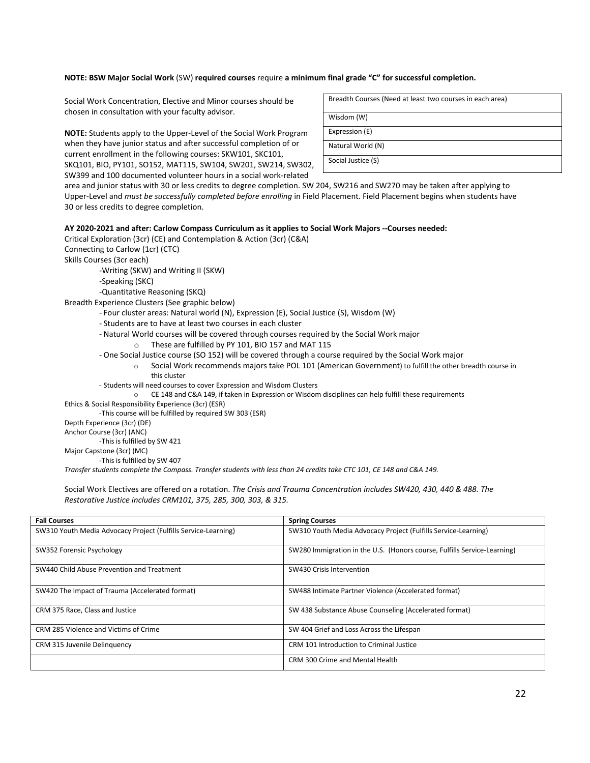**NOTE: BSW Major Social Work** (SW) **required courses** require **a minimum final grade "C" for successful completion.**

Social Work Concentration, Elective and Minor courses should be chosen in consultation with your faculty advisor.

| Breadth Courses (Need at least two courses in each area) |
|---|
| Wisdom (W) |
| Expression (E) |
| Natural World (N) |
| Social Justice (S) |

**NOTE:** Students apply to the Upper-Level of the Social Work Program when they have junior status and after successful completion of or current enrollment in the following courses: SKW101, SKC101, SKQ101, BIO, PY101, SO152, MAT115, SW104, SW201, SW214, SW302, SW399 and 100 documented volunteer hours in a social work-related area and junior status with 30 or less credits to degree completion. SW 204, SW216 and SW270 may be taken after applying to Upper-Level and *must be successfully completed before enrolling* in Field Placement. Field Placement begins when students have 30 or less credits to degree completion.

**AY 2020-2021 and after: Carlow Compass Curriculum as it applies to Social Work Majors --Courses needed:**

Critical Exploration (3cr) (CE) and Contemplation & Action (3cr) (C&A)

Connecting to Carlow (1cr) (CTC)

Skills Courses (3cr each)

- Writing (SKW) and Writing II (SKW)
- Speaking (SKC)
- Quantitative Reasoning (SKQ)

Breadth Experience Clusters (See graphic below)

- Four cluster areas: Natural world (N), Expression (E), Social Justice (S), Wisdom (W)
- Students are to have at least two courses in each cluster
- Natural World courses will be covered through courses required by the Social Work major
  - These are fulfilled by PY 101, BIO 157 and MAT 115
- One Social Justice course (SO 152) will be covered through a course required by the Social Work major
  - Social Work recommends majors take POL 101 (American Government) to fulfill the other breadth course in this cluster
- Students will need courses to cover Expression and Wisdom Clusters
  - CE 148 and C&A 149, if taken in Expression or Wisdom disciplines can help fulfill these requirements

Ethics & Social Responsibility Experience (3cr) (ESR)

- This course will be fulfilled by required SW 303 (ESR)

Depth Experience (3cr) (DE)

Anchor Course (3cr) (ANC)

- This is fulfilled by SW 421

Major Capstone (3cr) (MC)

- This is fulfilled by SW 407

*Transfer students complete the Compass. Transfer students with less than 24 credits take CTC 101, CE 148 and C&A 149.*

Social Work Electives are offered on a rotation. *The Crisis and Trauma Concentration includes SW420, 430, 440 & 488. The Restorative Justice includes CRM101, 375, 285, 300, 303, & 315.*

| Fall Courses | Spring Courses |
|---|---|
| SW310 Youth Media Advocacy Project (Fulfills Service-Learning) | SW310 Youth Media Advocacy Project (Fulfills Service-Learning) |
| SW352 Forensic Psychology | SW280 Immigration in the U.S. (Honors course, Fulfills Service-Learning) |
| SW440 Child Abuse Prevention and Treatment | SW430 Crisis Intervention |
| SW420 The Impact of Trauma (Accelerated format) | SW488 Intimate Partner Violence (Accelerated format) |
| CRM 375 Race, Class and Justice | SW 438 Substance Abuse Counseling (Accelerated format) |
| CRM 285 Violence and Victims of Crime | SW 404 Grief and Loss Across the Lifespan |
| CRM 315 Juvenile Delinquency | CRM 101 Introduction to Criminal Justice |
| | CRM 300 Crime and Mental Health |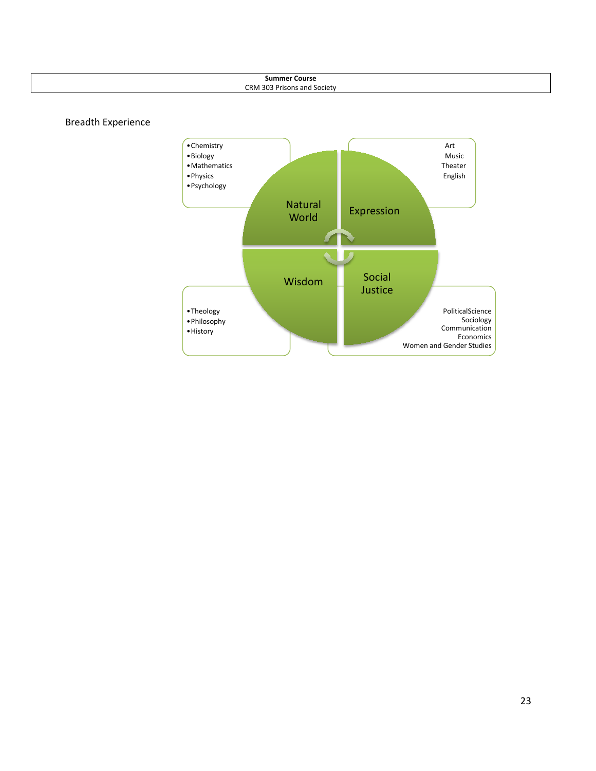**Summer Course**
CRM 303 Prisons and Society

Breadth Experience

- Chemistry
- Biology
- Mathematics
- Physics
- Psychology

Natural World

Expression

Art
Music
Theater
English

Wisdom

- Theology
- Philosophy
- History

Social Justice

PoliticalScience
Sociology
Communication
Economics
Women and Gender Studies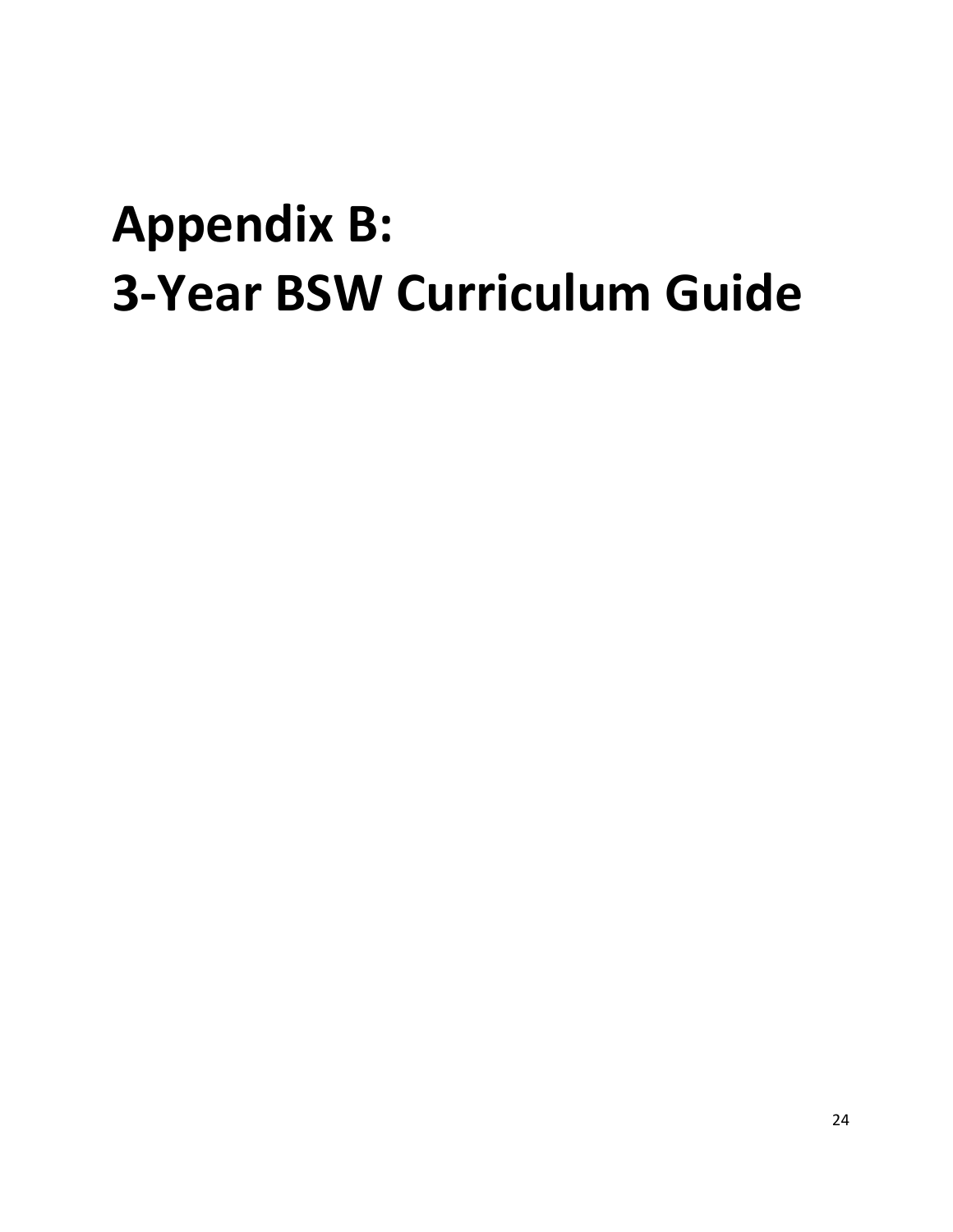# Appendix B:
# 3-Year BSW Curriculum Guide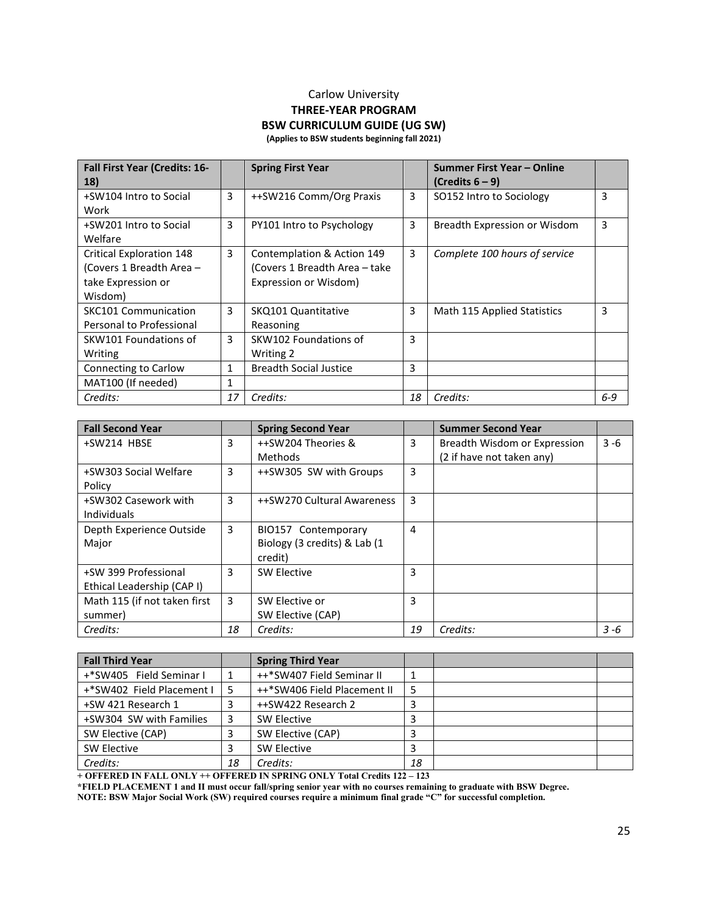Carlow University

**THREE-YEAR PROGRAM**

**BSW CURRICULUM GUIDE (UG SW)**

**(Applies to BSW students beginning fall 2021)**

| **Fall First Year (Credits: 16-18)** | | **Spring First Year** | | **Summer First Year – Online (Credits 6 – 9)** | |
|---|---|---|---|---|---|
| +SW104 Intro to Social Work | 3 | ++SW216 Comm/Org Praxis | 3 | SO152 Intro to Sociology | 3 |
| +SW201 Intro to Social Welfare | 3 | PY101 Intro to Psychology | 3 | Breadth Expression or Wisdom | 3 |
| Critical Exploration 148 (Covers 1 Breadth Area – take Expression or Wisdom) | 3 | Contemplation & Action 149 (Covers 1 Breadth Area – take Expression or Wisdom) | 3 | *Complete 100 hours of service* | |
| SKC101 Communication Personal to Professional | 3 | SKQ101 Quantitative Reasoning | 3 | Math 115 Applied Statistics | 3 |
| SKW101 Foundations of Writing | 3 | SKW102 Foundations of Writing 2 | 3 | | |
| Connecting to Carlow | 1 | Breadth Social Justice | 3 | | |
| MAT100 (If needed) | 1 | | | | |
| *Credits:* | *17* | *Credits:* | *18* | *Credits:* | *6-9* |

| **Fall Second Year** | | **Spring Second Year** | | **Summer Second Year** | |
|---|---|---|---|---|---|
| +SW214 HBSE | 3 | ++SW204 Theories & Methods | 3 | Breadth Wisdom or Expression (2 if have not taken any) | 3 -6 |
| +SW303 Social Welfare Policy | 3 | ++SW305 SW with Groups | 3 | | |
| +SW302 Casework with Individuals | 3 | ++SW270 Cultural Awareness | 3 | | |
| Depth Experience Outside Major | 3 | BIO157 Contemporary Biology (3 credits) & Lab (1 credit) | 4 | | |
| +SW 399 Professional Ethical Leadership (CAP I) | 3 | SW Elective | 3 | | |
| Math 115 (if not taken first summer) | 3 | SW Elective or SW Elective (CAP) | 3 | | |
| *Credits:* | *18* | *Credits:* | *19* | *Credits:* | *3 -6* |

| **Fall Third Year** | | **Spring Third Year** | | | |
|---|---|---|---|---|---|
| +*SW405 Field Seminar I | 1 | ++*SW407 Field Seminar II | 1 | | |
| +*SW402 Field Placement I | 5 | ++*SW406 Field Placement II | 5 | | |
| +SW 421 Research 1 | 3 | ++SW422 Research 2 | 3 | | |
| +SW304 SW with Families | 3 | SW Elective | 3 | | |
| SW Elective (CAP) | 3 | SW Elective (CAP) | 3 | | |
| SW Elective | 3 | SW Elective | 3 | | |
| *Credits:* | *18* | *Credits:* | *18* | | |

**+ OFFERED IN FALL ONLY ++ OFFERED IN SPRING ONLY Total Credits 122 – 123**

**\*FIELD PLACEMENT 1 and II must occur fall/spring senior year with no courses remaining to graduate with BSW Degree.**

**NOTE: BSW Major Social Work (SW) required courses require a minimum final grade "C" for successful completion.**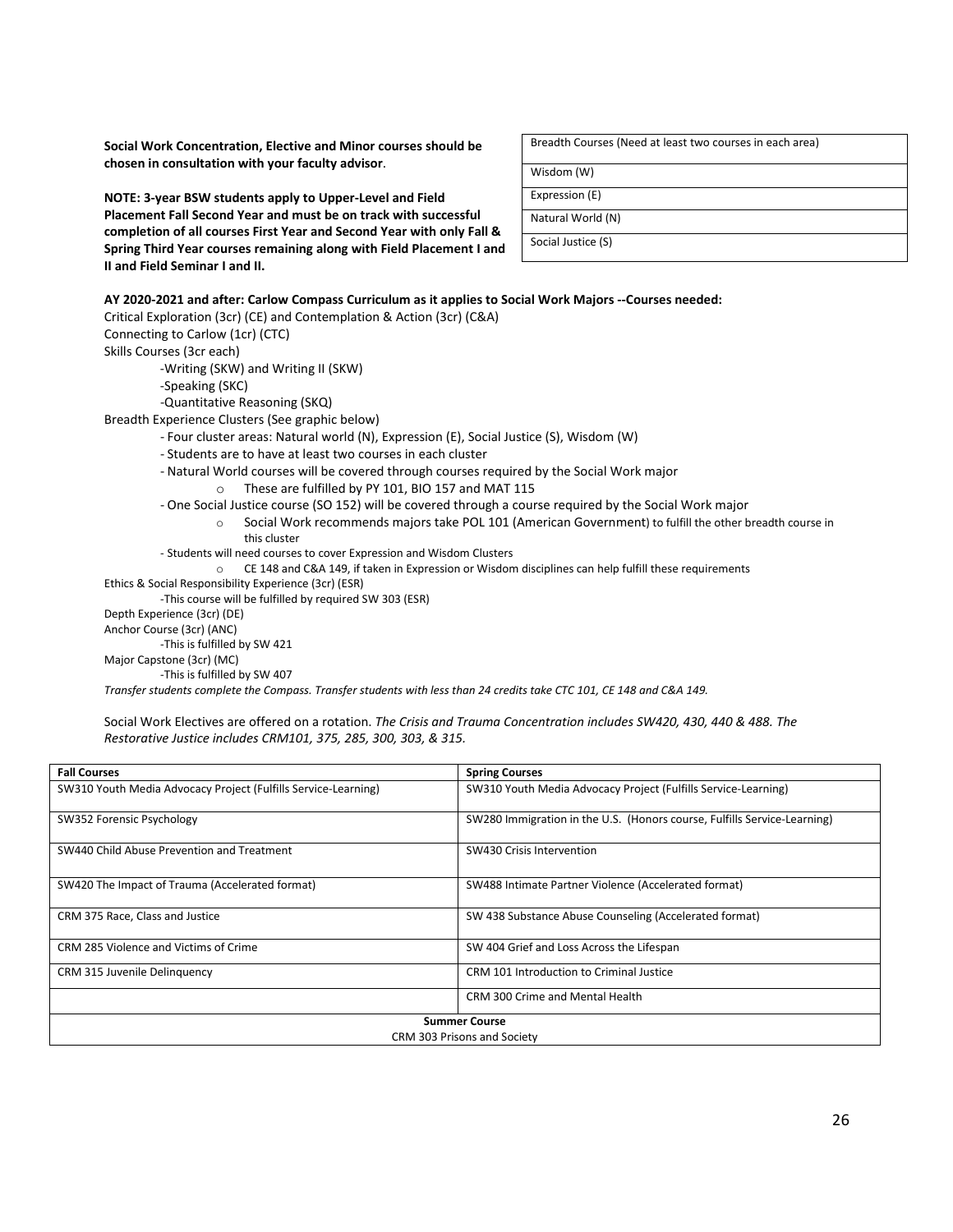**Social Work Concentration, Elective and Minor courses should be chosen in consultation with your faculty advisor**.

**NOTE: 3-year BSW students apply to Upper-Level and Field Placement Fall Second Year and must be on track with successful completion of all courses First Year and Second Year with only Fall & Spring Third Year courses remaining along with Field Placement I and II and Field Seminar I and II.**

| Breadth Courses (Need at least two courses in each area) |
|---|
| Wisdom (W) |
| Expression (E) |
| Natural World (N) |
| Social Justice (S) |

**AY 2020-2021 and after: Carlow Compass Curriculum as it applies to Social Work Majors --Courses needed:**

Critical Exploration (3cr) (CE) and Contemplation & Action (3cr) (C&A)

Connecting to Carlow (1cr) (CTC)

Skills Courses (3cr each)

- -Writing (SKW) and Writing II (SKW)
- -Speaking (SKC)
- -Quantitative Reasoning (SKQ)

Breadth Experience Clusters (See graphic below)

- Four cluster areas: Natural world (N), Expression (E), Social Justice (S), Wisdom (W)
- Students are to have at least two courses in each cluster
- Natural World courses will be covered through courses required by the Social Work major
  - These are fulfilled by PY 101, BIO 157 and MAT 115
- One Social Justice course (SO 152) will be covered through a course required by the Social Work major
  - Social Work recommends majors take POL 101 (American Government) to fulfill the other breadth course in this cluster
- Students will need courses to cover Expression and Wisdom Clusters
  - CE 148 and C&A 149, if taken in Expression or Wisdom disciplines can help fulfill these requirements

Ethics & Social Responsibility Experience (3cr) (ESR)

- -This course will be fulfilled by required SW 303 (ESR)

Depth Experience (3cr) (DE)

Anchor Course (3cr) (ANC)

- -This is fulfilled by SW 421

Major Capstone (3cr) (MC)

- -This is fulfilled by SW 407

*Transfer students complete the Compass. Transfer students with less than 24 credits take CTC 101, CE 148 and C&A 149.*

Social Work Electives are offered on a rotation. *The Crisis and Trauma Concentration includes SW420, 430, 440 & 488. The Restorative Justice includes CRM101, 375, 285, 300, 303, & 315.*

| **Fall Courses** | **Spring Courses** |
|---|---|
| SW310 Youth Media Advocacy Project (Fulfills Service-Learning) | SW310 Youth Media Advocacy Project (Fulfills Service-Learning) |
| SW352 Forensic Psychology | SW280 Immigration in the U.S. (Honors course, Fulfills Service-Learning) |
| SW440 Child Abuse Prevention and Treatment | SW430 Crisis Intervention |
| SW420 The Impact of Trauma (Accelerated format) | SW488 Intimate Partner Violence (Accelerated format) |
| CRM 375 Race, Class and Justice | SW 438 Substance Abuse Counseling (Accelerated format) |
| CRM 285 Violence and Victims of Crime | SW 404 Grief and Loss Across the Lifespan |
| CRM 315 Juvenile Delinquency | CRM 101 Introduction to Criminal Justice |
| | CRM 300 Crime and Mental Health |
| **Summer Course** | |
| CRM 303 Prisons and Society | |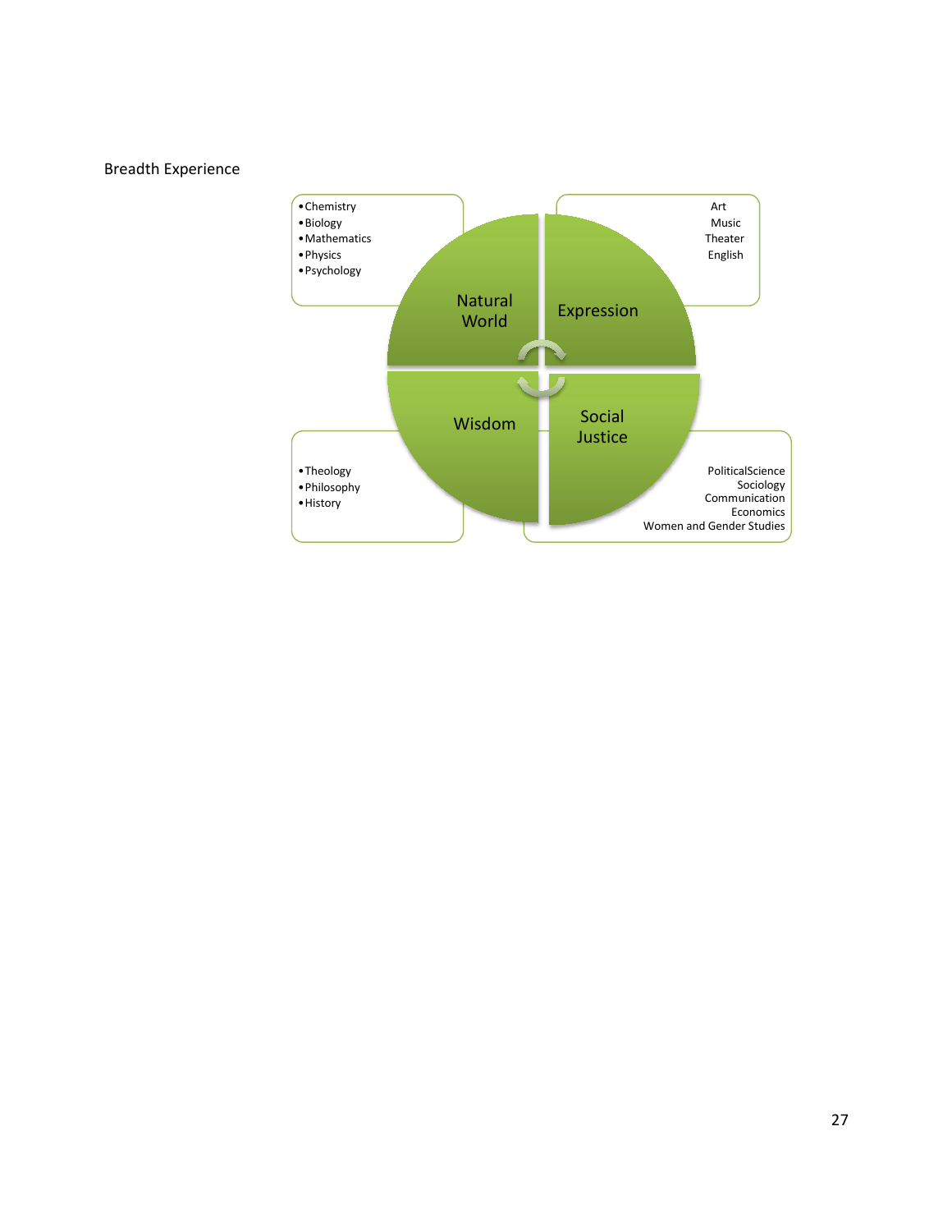Breadth Experience

**Natural World**

- Chemistry
- Biology
- Mathematics
- Physics
- Psychology

**Expression**

Art
Music
Theater
English

**Wisdom**

- Theology
- Philosophy
- History

**Social Justice**

PoliticalScience
Sociology
Communication
Economics
Women and Gender Studies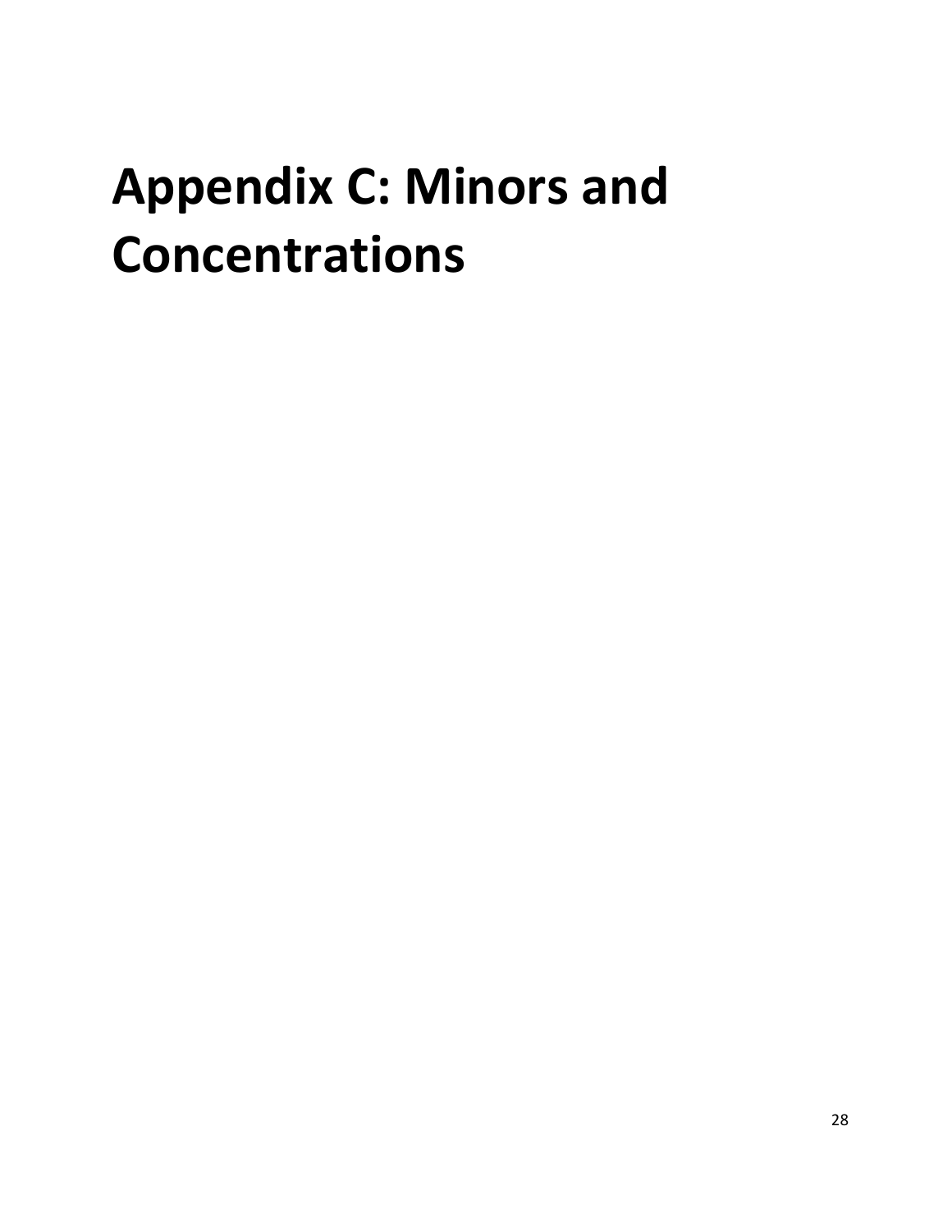# Appendix C: Minors and Concentrations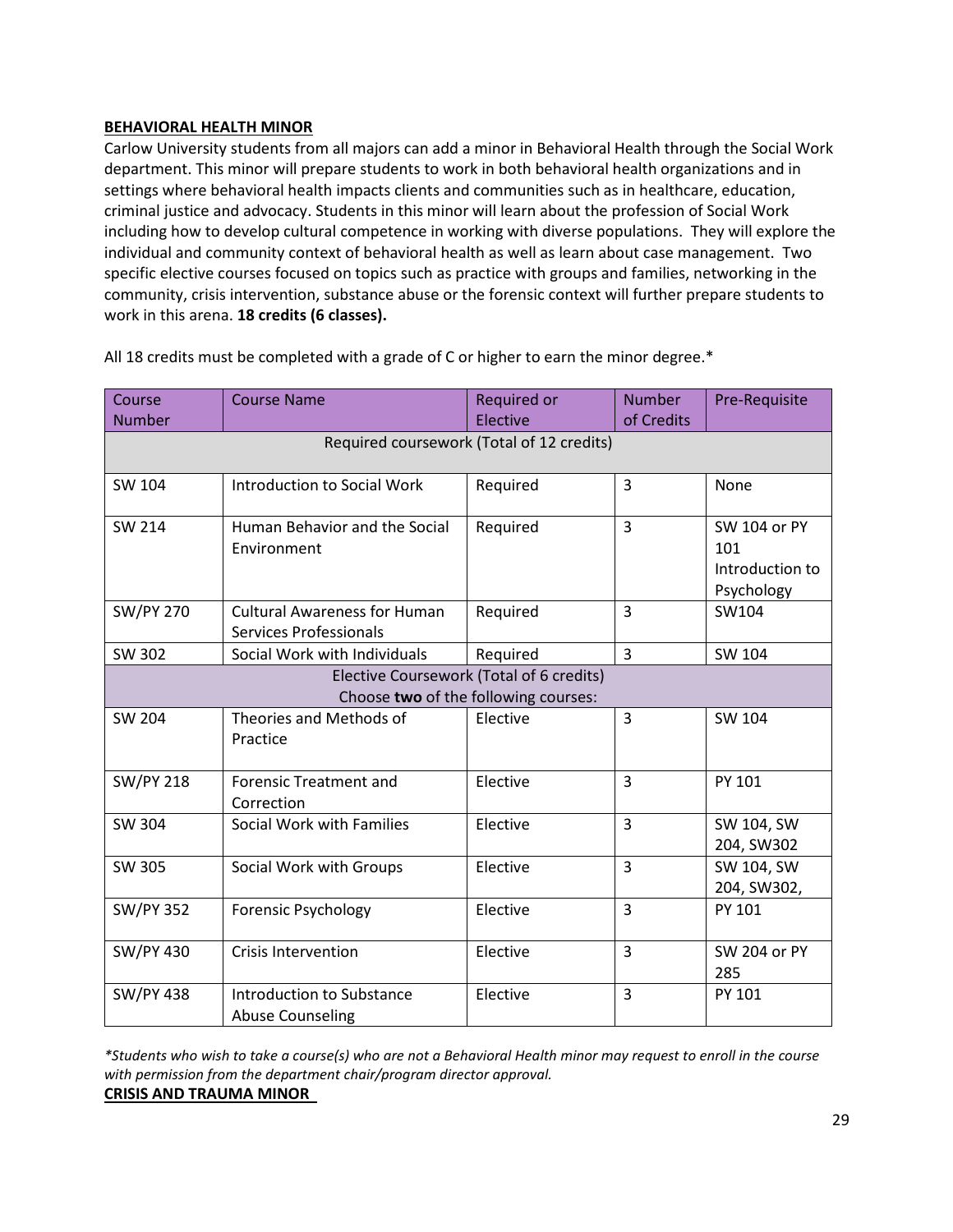**BEHAVIORAL HEALTH MINOR**

Carlow University students from all majors can add a minor in Behavioral Health through the Social Work department. This minor will prepare students to work in both behavioral health organizations and in settings where behavioral health impacts clients and communities such as in healthcare, education, criminal justice and advocacy. Students in this minor will learn about the profession of Social Work including how to develop cultural competence in working with diverse populations. They will explore the individual and community context of behavioral health as well as learn about case management. Two specific elective courses focused on topics such as practice with groups and families, networking in the community, crisis intervention, substance abuse or the forensic context will further prepare students to work in this arena. **18 credits (6 classes).**

All 18 credits must be completed with a grade of C or higher to earn the minor degree.*

| Course Number | Course Name | Required or Elective | Number of Credits | Pre-Requisite |
|---|---|---|---|---|
| Required coursework (Total of 12 credits) | | | | |
| SW 104 | Introduction to Social Work | Required | 3 | None |
| SW 214 | Human Behavior and the Social Environment | Required | 3 | SW 104 or PY 101 Introduction to Psychology |
| SW/PY 270 | Cultural Awareness for Human Services Professionals | Required | 3 | SW104 |
| SW 302 | Social Work with Individuals | Required | 3 | SW 104 |
| Elective Coursework (Total of 6 credits) Choose **two** of the following courses: | | | | |
| SW 204 | Theories and Methods of Practice | Elective | 3 | SW 104 |
| SW/PY 218 | Forensic Treatment and Correction | Elective | 3 | PY 101 |
| SW 304 | Social Work with Families | Elective | 3 | SW 104, SW 204, SW302 |
| SW 305 | Social Work with Groups | Elective | 3 | SW 104, SW 204, SW302, |
| SW/PY 352 | Forensic Psychology | Elective | 3 | PY 101 |
| SW/PY 430 | Crisis Intervention | Elective | 3 | SW 204 or PY 285 |
| SW/PY 438 | Introduction to Substance Abuse Counseling | Elective | 3 | PY 101 |

*\*Students who wish to take a course(s) who are not a Behavioral Health minor may request to enroll in the course with permission from the department chair/program director approval.*

**CRISIS AND TRAUMA MINOR**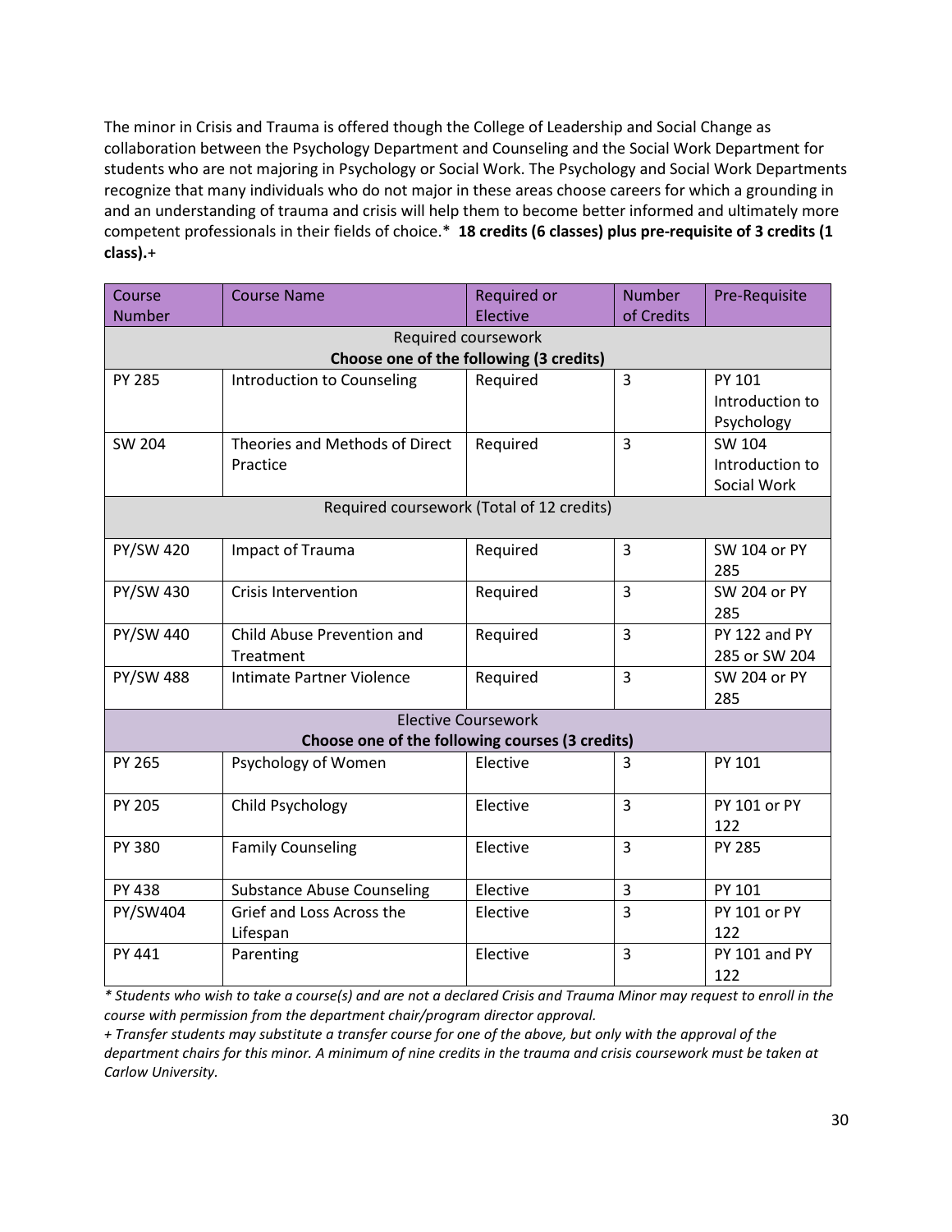The minor in Crisis and Trauma is offered though the College of Leadership and Social Change as collaboration between the Psychology Department and Counseling and the Social Work Department for students who are not majoring in Psychology or Social Work. The Psychology and Social Work Departments recognize that many individuals who do not major in these areas choose careers for which a grounding in and an understanding of trauma and crisis will help them to become better informed and ultimately more competent professionals in their fields of choice.* **18 credits (6 classes) plus pre-requisite of 3 credits (1 class).**+

| Course Number | Course Name | Required or Elective | Number of Credits | Pre-Requisite |
|---|---|---|---|---|
| Required coursework **Choose one of the following (3 credits)** | | | | |
| PY 285 | Introduction to Counseling | Required | 3 | PY 101 Introduction to Psychology |
| SW 204 | Theories and Methods of Direct Practice | Required | 3 | SW 104 Introduction to Social Work |
| Required coursework (Total of 12 credits) | | | | |
| PY/SW 420 | Impact of Trauma | Required | 3 | SW 104 or PY 285 |
| PY/SW 430 | Crisis Intervention | Required | 3 | SW 204 or PY 285 |
| PY/SW 440 | Child Abuse Prevention and Treatment | Required | 3 | PY 122 and PY 285 or SW 204 |
| PY/SW 488 | Intimate Partner Violence | Required | 3 | SW 204 or PY 285 |
| Elective Coursework **Choose one of the following courses (3 credits)** | | | | |
| PY 265 | Psychology of Women | Elective | 3 | PY 101 |
| PY 205 | Child Psychology | Elective | 3 | PY 101 or PY 122 |
| PY 380 | Family Counseling | Elective | 3 | PY 285 |
| PY 438 | Substance Abuse Counseling | Elective | 3 | PY 101 |
| PY/SW404 | Grief and Loss Across the Lifespan | Elective | 3 | PY 101 or PY 122 |
| PY 441 | Parenting | Elective | 3 | PY 101 and PY 122 |

*\* Students who wish to take a course(s) and are not a declared Crisis and Trauma Minor may request to enroll in the course with permission from the department chair/program director approval.*

*+ Transfer students may substitute a transfer course for one of the above, but only with the approval of the department chairs for this minor. A minimum of nine credits in the trauma and crisis coursework must be taken at Carlow University.*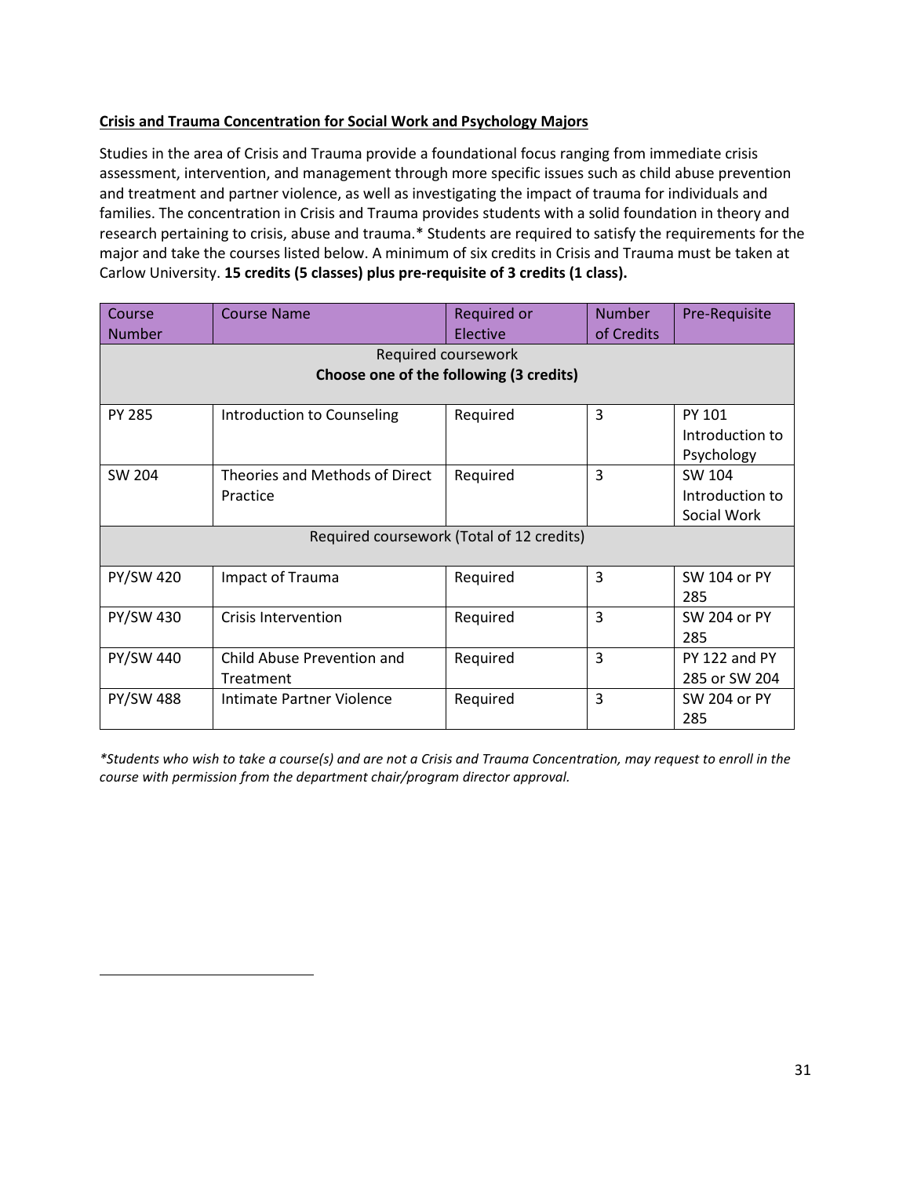**Crisis and Trauma Concentration for Social Work and Psychology Majors**

Studies in the area of Crisis and Trauma provide a foundational focus ranging from immediate crisis assessment, intervention, and management through more specific issues such as child abuse prevention and treatment and partner violence, as well as investigating the impact of trauma for individuals and families. The concentration in Crisis and Trauma provides students with a solid foundation in theory and research pertaining to crisis, abuse and trauma.* Students are required to satisfy the requirements for the major and take the courses listed below. A minimum of six credits in Crisis and Trauma must be taken at Carlow University. **15 credits (5 classes) plus pre-requisite of 3 credits (1 class).**

| Course Number | Course Name | Required or Elective | Number of Credits | Pre-Requisite |
|---|---|---|---|---|
| Required coursework **Choose one of the following (3 credits)** | | | | |
| PY 285 | Introduction to Counseling | Required | 3 | PY 101 Introduction to Psychology |
| SW 204 | Theories and Methods of Direct Practice | Required | 3 | SW 104 Introduction to Social Work |
| Required coursework (Total of 12 credits) | | | | |
| PY/SW 420 | Impact of Trauma | Required | 3 | SW 104 or PY 285 |
| PY/SW 430 | Crisis Intervention | Required | 3 | SW 204 or PY 285 |
| PY/SW 440 | Child Abuse Prevention and Treatment | Required | 3 | PY 122 and PY 285 or SW 204 |
| PY/SW 488 | Intimate Partner Violence | Required | 3 | SW 204 or PY 285 |

*\*Students who wish to take a course(s) and are not a Crisis and Trauma Concentration, may request to enroll in the course with permission from the department chair/program director approval.*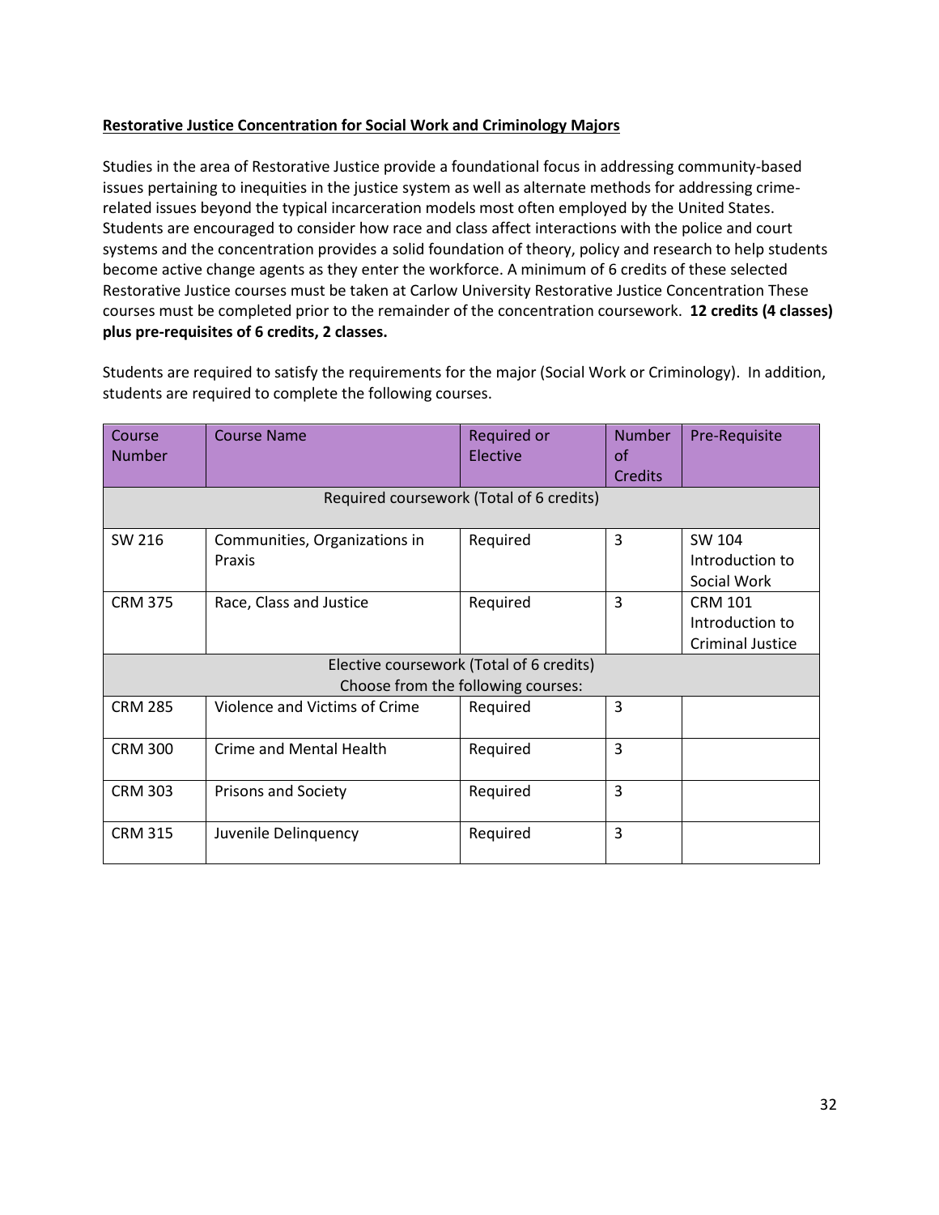**Restorative Justice Concentration for Social Work and Criminology Majors**

Studies in the area of Restorative Justice provide a foundational focus in addressing community-based issues pertaining to inequities in the justice system as well as alternate methods for addressing crime-related issues beyond the typical incarceration models most often employed by the United States. Students are encouraged to consider how race and class affect interactions with the police and court systems and the concentration provides a solid foundation of theory, policy and research to help students become active change agents as they enter the workforce. A minimum of 6 credits of these selected Restorative Justice courses must be taken at Carlow University Restorative Justice Concentration These courses must be completed prior to the remainder of the concentration coursework. **12 credits (4 classes) plus pre-requisites of 6 credits, 2 classes.**

Students are required to satisfy the requirements for the major (Social Work or Criminology). In addition, students are required to complete the following courses.

| Course Number | Course Name | Required or Elective | Number of Credits | Pre-Requisite |
|---|---|---|---|---|
| Required coursework (Total of 6 credits) | | | | |
| SW 216 | Communities, Organizations in Praxis | Required | 3 | SW 104 Introduction to Social Work |
| CRM 375 | Race, Class and Justice | Required | 3 | CRM 101 Introduction to Criminal Justice |
| Elective coursework (Total of 6 credits) Choose from the following courses: | | | | |
| CRM 285 | Violence and Victims of Crime | Required | 3 | |
| CRM 300 | Crime and Mental Health | Required | 3 | |
| CRM 303 | Prisons and Society | Required | 3 | |
| CRM 315 | Juvenile Delinquency | Required | 3 | |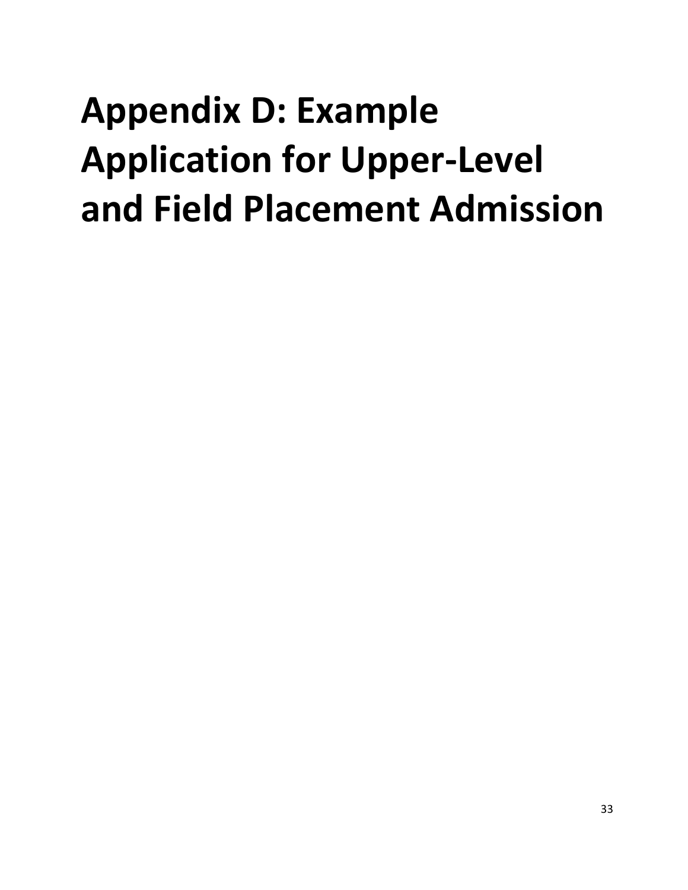# Appendix D: Example Application for Upper-Level and Field Placement Admission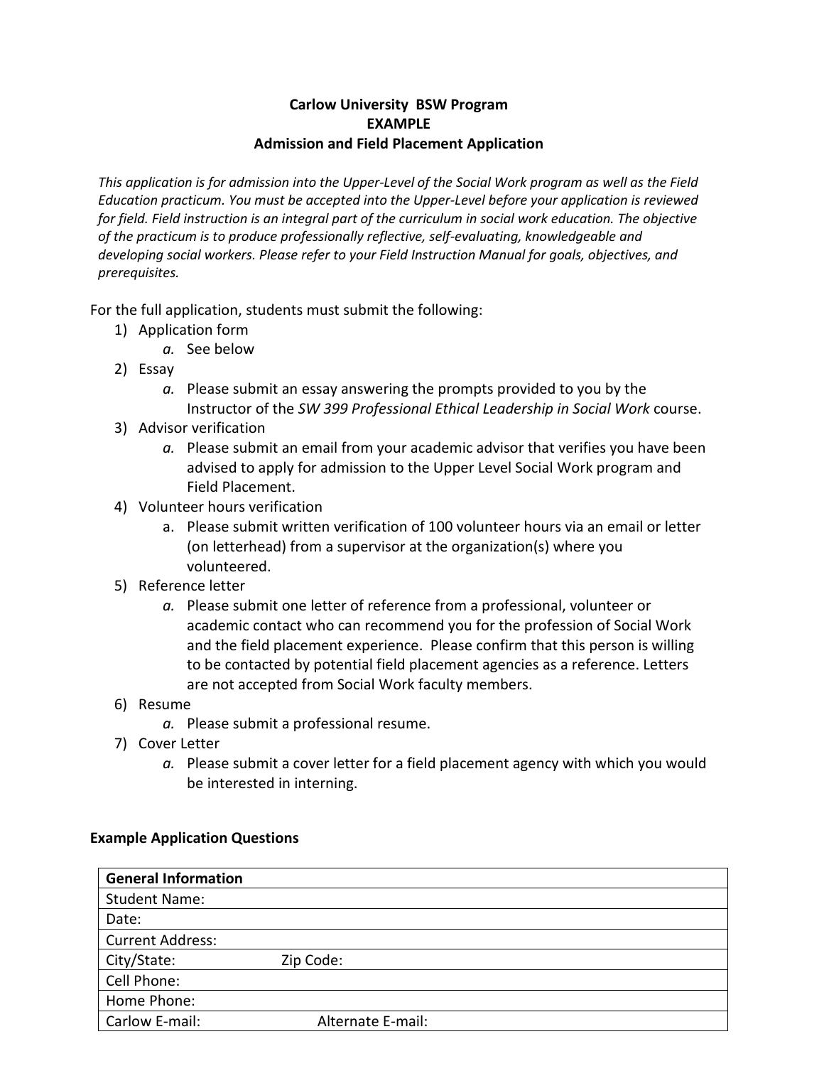**Carlow University BSW Program**
**EXAMPLE**
**Admission and Field Placement Application**

*This application is for admission into the Upper-Level of the Social Work program as well as the Field Education practicum. You must be accepted into the Upper-Level before your application is reviewed for field. Field instruction is an integral part of the curriculum in social work education. The objective of the practicum is to produce professionally reflective, self-evaluating, knowledgeable and developing social workers. Please refer to your Field Instruction Manual for goals, objectives, and prerequisites.*

For the full application, students must submit the following:

1) Application form
   a. See below
2) Essay
   a. Please submit an essay answering the prompts provided to you by the Instructor of the *SW 399 Professional Ethical Leadership in Social Work* course.
3) Advisor verification
   a. Please submit an email from your academic advisor that verifies you have been advised to apply for admission to the Upper Level Social Work program and Field Placement.
4) Volunteer hours verification
   a. Please submit written verification of 100 volunteer hours via an email or letter (on letterhead) from a supervisor at the organization(s) where you volunteered.
5) Reference letter
   a. Please submit one letter of reference from a professional, volunteer or academic contact who can recommend you for the profession of Social Work and the field placement experience. Please confirm that this person is willing to be contacted by potential field placement agencies as a reference. Letters are not accepted from Social Work faculty members.
6) Resume
   a. Please submit a professional resume.
7) Cover Letter
   a. Please submit a cover letter for a field placement agency with which you would be interested in interning.

**Example Application Questions**

| **General Information** | |
|---|---|
| Student Name: | |
| Date: | |
| Current Address: | |
| City/State: | Zip Code: |
| Cell Phone: | |
| Home Phone: | |
| Carlow E-mail: | Alternate E-mail: |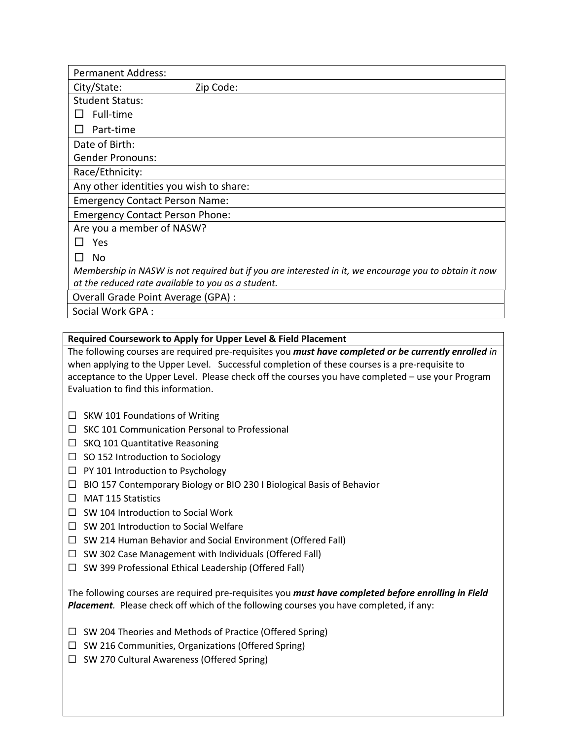| Permanent Address: |
|---|
| City/State: Zip Code: |
| Student Status:<br>☐ Full-time<br>☐ Part-time |
| Date of Birth: |
| Gender Pronouns: |
| Race/Ethnicity: |
| Any other identities you wish to share: |
| Emergency Contact Person Name: |
| Emergency Contact Person Phone: |
| Are you a member of NASW?<br>☐ Yes<br>☐ No<br>*Membership in NASW is not required but if you are interested in it, we encourage you to obtain it now at the reduced rate available to you as a student.* |
| Overall Grade Point Average (GPA) : |
| Social Work GPA : |

**Required Coursework to Apply for Upper Level & Field Placement**

The following courses are required pre-requisites you ***must have completed or be currently enrolled*** in when applying to the Upper Level. Successful completion of these courses is a pre-requisite to acceptance to the Upper Level. Please check off the courses you have completed – use your Program Evaluation to find this information.

- ☐ SKW 101 Foundations of Writing
- ☐ SKC 101 Communication Personal to Professional
- ☐ SKQ 101 Quantitative Reasoning
- ☐ SO 152 Introduction to Sociology
- ☐ PY 101 Introduction to Psychology
- ☐ BIO 157 Contemporary Biology or BIO 230 I Biological Basis of Behavior
- ☐ MAT 115 Statistics
- ☐ SW 104 Introduction to Social Work
- ☐ SW 201 Introduction to Social Welfare
- ☐ SW 214 Human Behavior and Social Environment (Offered Fall)
- ☐ SW 302 Case Management with Individuals (Offered Fall)
- ☐ SW 399 Professional Ethical Leadership (Offered Fall)

The following courses are required pre-requisites you ***must have completed before enrolling in Field Placement***. Please check off which of the following courses you have completed, if any:

- ☐ SW 204 Theories and Methods of Practice (Offered Spring)
- ☐ SW 216 Communities, Organizations (Offered Spring)
- ☐ SW 270 Cultural Awareness (Offered Spring)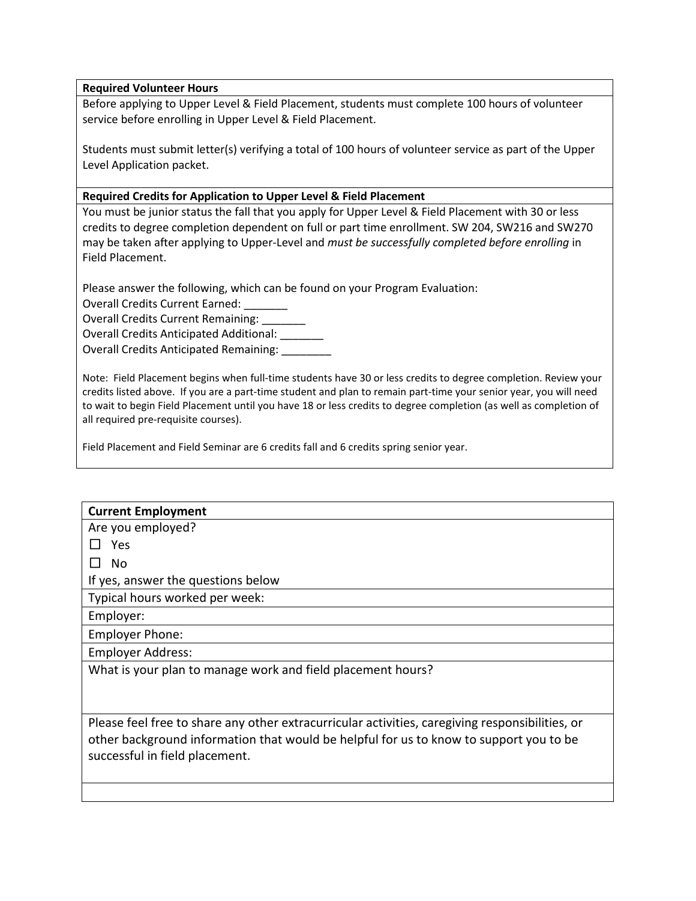**Required Volunteer Hours**

Before applying to Upper Level & Field Placement, students must complete 100 hours of volunteer service before enrolling in Upper Level & Field Placement.

Students must submit letter(s) verifying a total of 100 hours of volunteer service as part of the Upper Level Application packet.

**Required Credits for Application to Upper Level & Field Placement**

You must be junior status the fall that you apply for Upper Level & Field Placement with 30 or less credits to degree completion dependent on full or part time enrollment. SW 204, SW216 and SW270 may be taken after applying to Upper-Level and *must be successfully completed before enrolling* in Field Placement.

Please answer the following, which can be found on your Program Evaluation:

Overall Credits Current Earned: _______

Overall Credits Current Remaining: _______

Overall Credits Anticipated Additional: _______

Overall Credits Anticipated Remaining: ________

Note: Field Placement begins when full-time students have 30 or less credits to degree completion. Review your credits listed above. If you are a part-time student and plan to remain part-time your senior year, you will need to wait to begin Field Placement until you have 18 or less credits to degree completion (as well as completion of all required pre-requisite courses).

Field Placement and Field Seminar are 6 credits fall and 6 credits spring senior year.

| **Current Employment** |
|---|
| Are you employed?<br>☐ Yes<br>☐ No<br>If yes, answer the questions below |
| Typical hours worked per week: |
| Employer: |
| Employer Phone: |
| Employer Address: |
| What is your plan to manage work and field placement hours? |
| Please feel free to share any other extracurricular activities, caregiving responsibilities, or other background information that would be helpful for us to know to support you to be successful in field placement. |
| |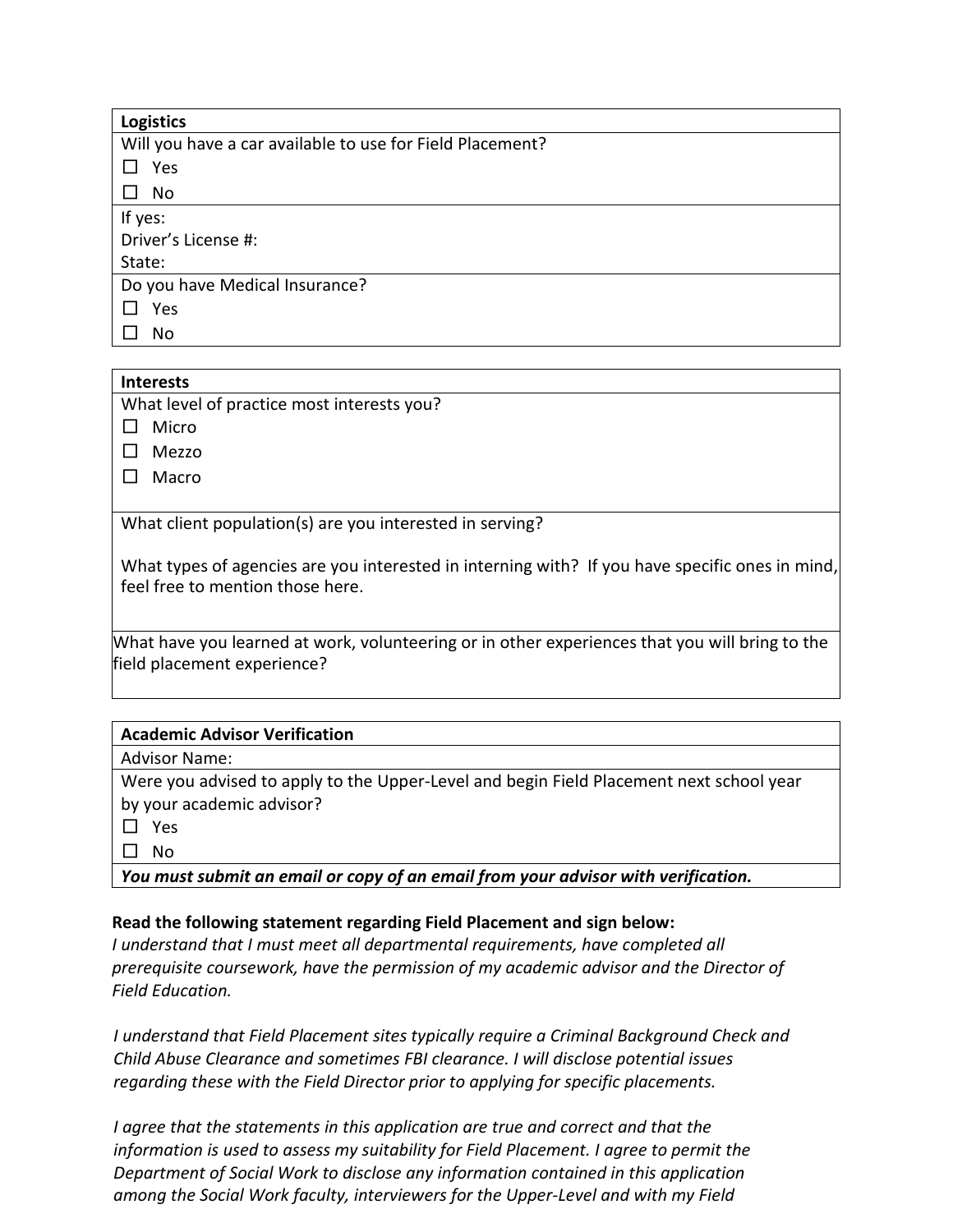**Logistics**

Will you have a car available to use for Field Placement?

☐ Yes

☐ No

If yes:

Driver's License #:

State:

Do you have Medical Insurance?

☐ Yes

☐ No

**Interests**

What level of practice most interests you?

☐ Micro

☐ Mezzo

☐ Macro

What client population(s) are you interested in serving?

What types of agencies are you interested in interning with? If you have specific ones in mind, feel free to mention those here.

What have you learned at work, volunteering or in other experiences that you will bring to the field placement experience?

**Academic Advisor Verification**

Advisor Name:

Were you advised to apply to the Upper-Level and begin Field Placement next school year by your academic advisor?

☐ Yes

☐ No

***You must submit an email or copy of an email from your advisor with verification.***

**Read the following statement regarding Field Placement and sign below:**

*I understand that I must meet all departmental requirements, have completed all prerequisite coursework, have the permission of my academic advisor and the Director of Field Education.*

*I understand that Field Placement sites typically require a Criminal Background Check and Child Abuse Clearance and sometimes FBI clearance. I will disclose potential issues regarding these with the Field Director prior to applying for specific placements.*

*I agree that the statements in this application are true and correct and that the information is used to assess my suitability for Field Placement. I agree to permit the Department of Social Work to disclose any information contained in this application among the Social Work faculty, interviewers for the Upper-Level and with my Field*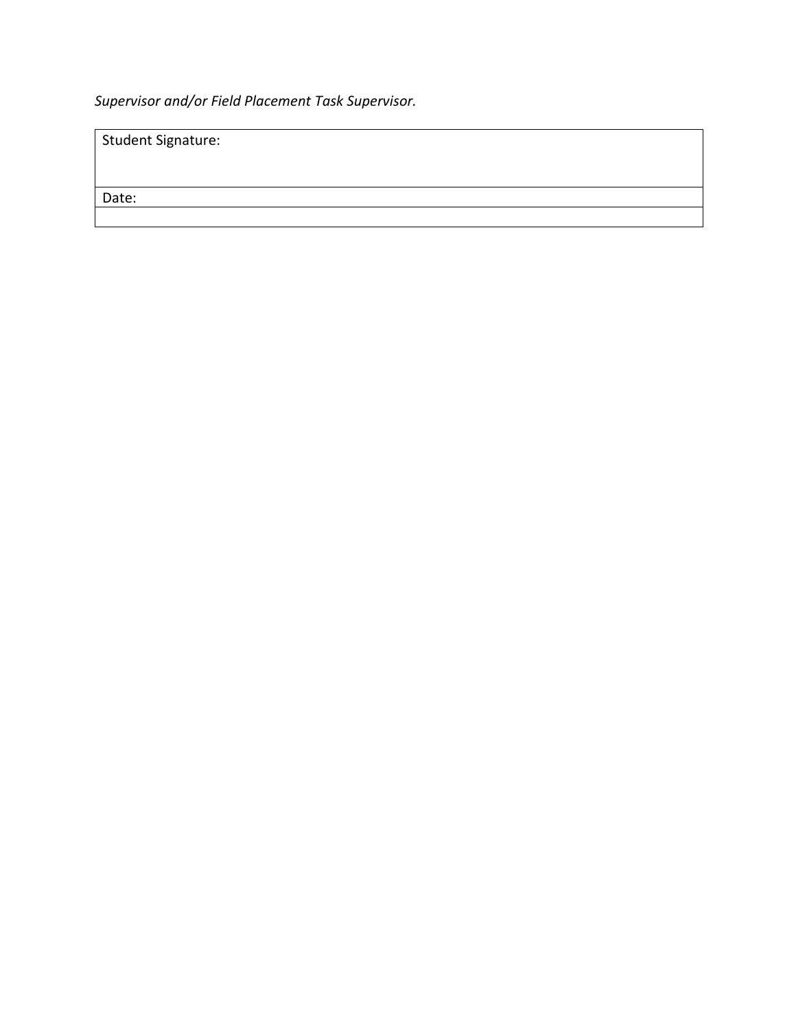*Supervisor and/or Field Placement Task Supervisor.*

| Student Signature: |
| --- |
| Date: |
| |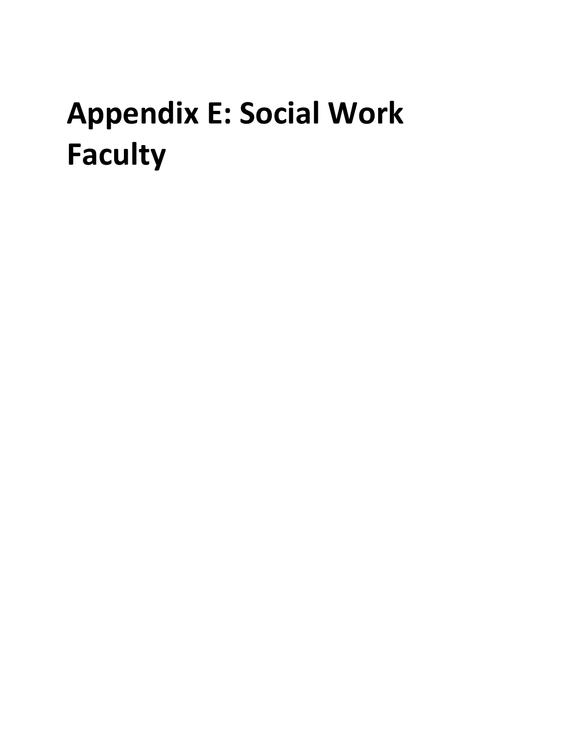# Appendix E: Social Work Faculty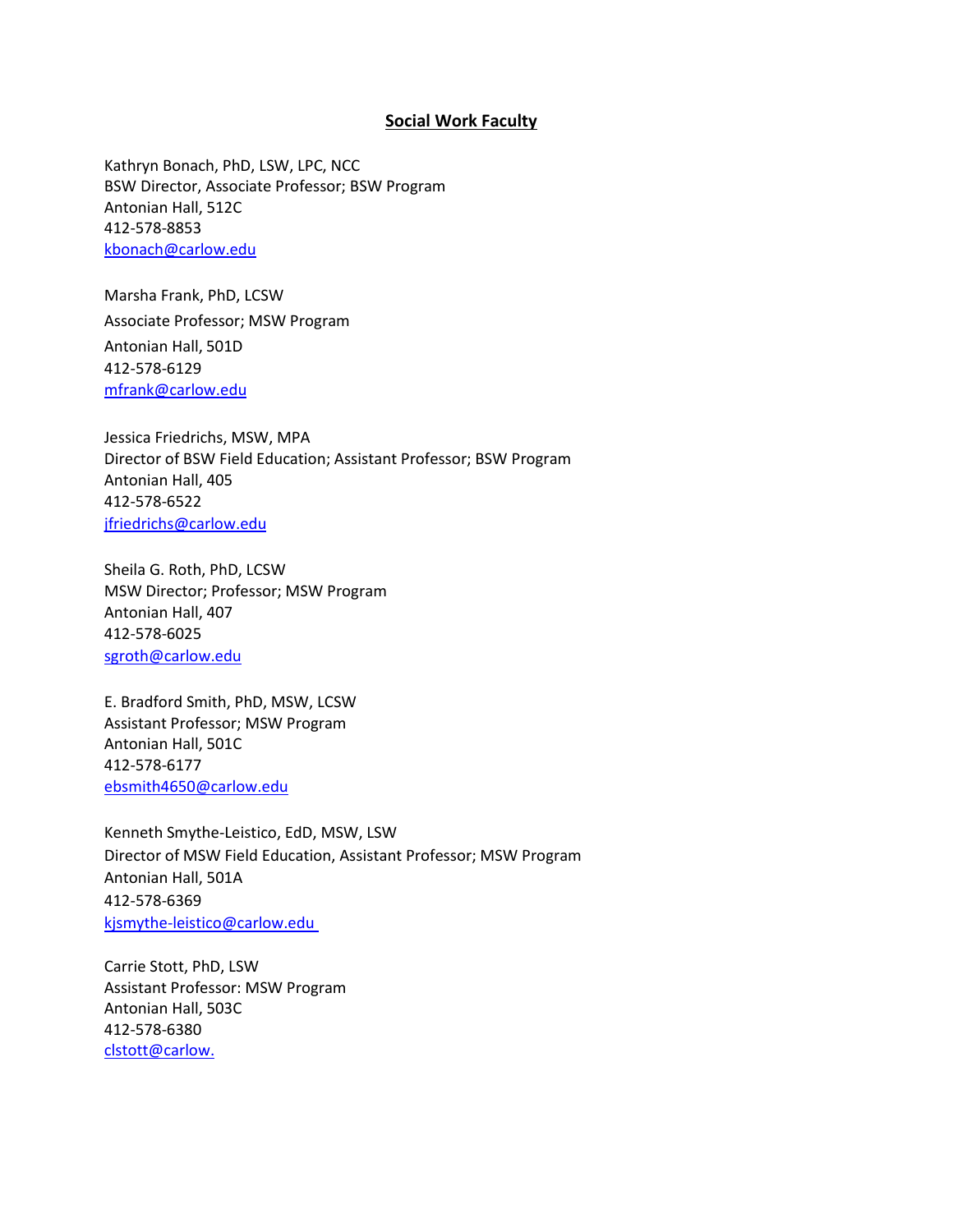## Social Work Faculty

Kathryn Bonach, PhD, LSW, LPC, NCC
BSW Director, Associate Professor; BSW Program
Antonian Hall, 512C
412-578-8853
kbonach@carlow.edu

Marsha Frank, PhD, LCSW
Associate Professor; MSW Program
Antonian Hall, 501D
412-578-6129
mfrank@carlow.edu

Jessica Friedrichs, MSW, MPA
Director of BSW Field Education; Assistant Professor; BSW Program
Antonian Hall, 405
412-578-6522
jfriedrichs@carlow.edu

Sheila G. Roth, PhD, LCSW
MSW Director; Professor; MSW Program
Antonian Hall, 407
412-578-6025
sgroth@carlow.edu

E. Bradford Smith, PhD, MSW, LCSW
Assistant Professor; MSW Program
Antonian Hall, 501C
412-578-6177
ebsmith4650@carlow.edu

Kenneth Smythe-Leistico, EdD, MSW, LSW
Director of MSW Field Education, Assistant Professor; MSW Program
Antonian Hall, 501A
412-578-6369
kjsmythe-leistico@carlow.edu

Carrie Stott, PhD, LSW
Assistant Professor: MSW Program
Antonian Hall, 503C
412-578-6380
clstott@carlow.